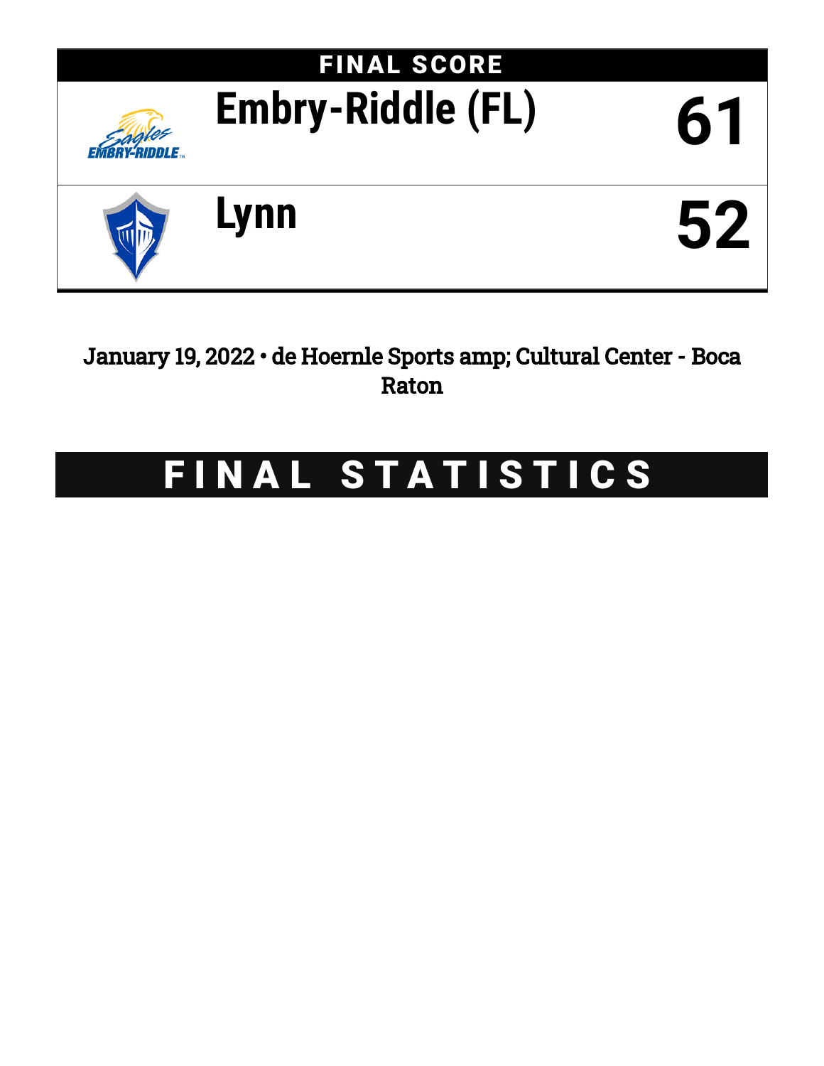# FINAL SCORE

| Team | Score |
|---|---|
| Embry-Riddle (FL) | 61 |
| Lynn | 52 |

January 19, 2022 • de Hoernle Sports amp; Cultural Center - Boca Raton

# FINAL STATISTICS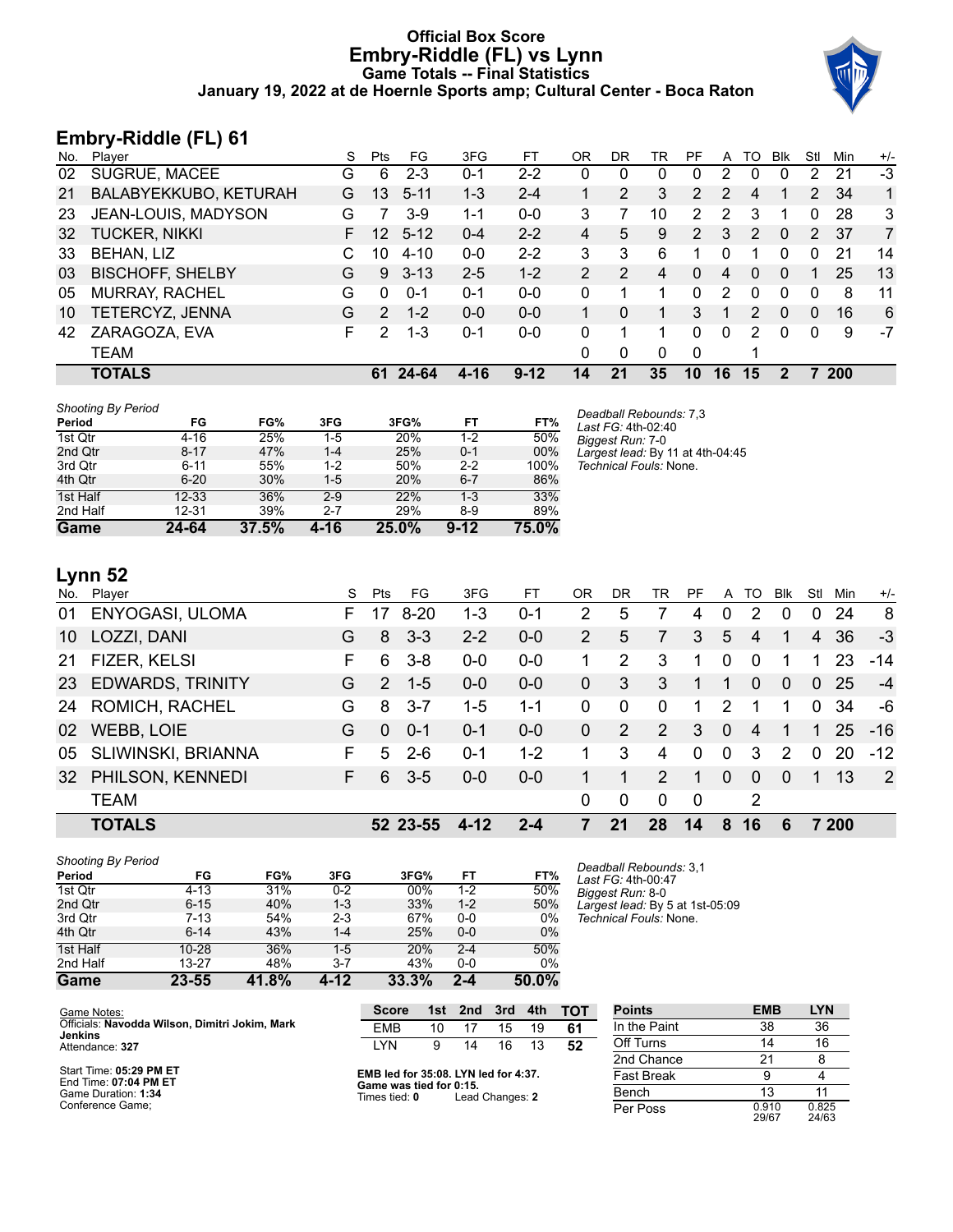# Official Box Score
## Embry-Riddle (FL) vs Lynn
### Game Totals -- Final Statistics
### January 19, 2022 at de Hoernle Sports amp; Cultural Center - Boca Raton

## Embry-Riddle (FL) 61

| No. | Player | S | Pts | FG | 3FG | FT | OR | DR | TR | PF | A | TO | Blk | Stl | Min | +/- |
|---|---|---|---|---|---|---|---|---|---|---|---|---|---|---|---|---|
| 02 | SUGRUE, MACEE | G | 6 | 2-3 | 0-1 | 2-2 | 0 | 0 | 0 | 0 | 2 | 0 | 0 | 2 | 21 | -3 |
| 21 | BALABYEKKUBO, KETURAH | G | 13 | 5-11 | 1-3 | 2-4 | 1 | 2 | 3 | 2 | 2 | 4 | 1 | 2 | 34 | 1 |
| 23 | JEAN-LOUIS, MADYSON | G | 7 | 3-9 | 1-1 | 0-0 | 3 | 7 | 10 | 2 | 2 | 3 | 1 | 0 | 28 | 3 |
| 32 | TUCKER, NIKKI | F | 12 | 5-12 | 0-4 | 2-2 | 4 | 5 | 9 | 2 | 3 | 2 | 0 | 2 | 37 | 7 |
| 33 | BEHAN, LIZ | C | 10 | 4-10 | 0-0 | 2-2 | 3 | 3 | 6 | 1 | 0 | 1 | 0 | 0 | 21 | 14 |
| 03 | BISCHOFF, SHELBY | G | 9 | 3-13 | 2-5 | 1-2 | 2 | 2 | 4 | 0 | 4 | 0 | 0 | 1 | 25 | 13 |
| 05 | MURRAY, RACHEL | G | 0 | 0-1 | 0-1 | 0-0 | 0 | 1 | 1 | 0 | 2 | 0 | 0 | 0 | 8 | 11 |
| 10 | TETERCYZ, JENNA | G | 2 | 1-2 | 0-0 | 0-0 | 1 | 0 | 1 | 3 | 1 | 2 | 0 | 0 | 16 | 6 |
| 42 | ZARAGOZA, EVA | F | 2 | 1-3 | 0-1 | 0-0 | 0 | 1 | 1 | 0 | 0 | 2 | 0 | 0 | 9 | -7 |
| | TEAM | | | | | | 0 | 0 | 0 | 0 | | 1 | | | | |
| | **TOTALS** | | **61** | **24-64** | **4-16** | **9-12** | **14** | **21** | **35** | **10** | **16** | **15** | **2** | **7** | **200** | |

*Shooting By Period*

| Period | FG | FG% | 3FG | 3FG% | FT | FT% |
|---|---|---|---|---|---|---|
| 1st Qtr | 4-16 | 25% | 1-5 | 20% | 1-2 | 50% |
| 2nd Qtr | 8-17 | 47% | 1-4 | 25% | 0-1 | 00% |
| 3rd Qtr | 6-11 | 55% | 1-2 | 50% | 2-2 | 100% |
| 4th Qtr | 6-20 | 30% | 1-5 | 20% | 6-7 | 86% |
| 1st Half | 12-33 | 36% | 2-9 | 22% | 1-3 | 33% |
| 2nd Half | 12-31 | 39% | 2-7 | 29% | 8-9 | 89% |
| **Game** | **24-64** | **37.5%** | **4-16** | **25.0%** | **9-12** | **75.0%** |

*Deadball Rebounds:* 7,3
*Last FG:* 4th-02:40
*Biggest Run:* 7-0
*Largest lead:* By 11 at 4th-04:45
*Technical Fouls:* None.

## Lynn 52

| No. | Player | S | Pts | FG | 3FG | FT | OR | DR | TR | PF | A | TO | Blk | Stl | Min | +/- |
|---|---|---|---|---|---|---|---|---|---|---|---|---|---|---|---|---|
| 01 | ENYOGASI, ULOMA | F | 17 | 8-20 | 1-3 | 0-1 | 2 | 5 | 7 | 4 | 0 | 2 | 0 | 0 | 24 | 8 |
| 10 | LOZZI, DANI | G | 8 | 3-3 | 2-2 | 0-0 | 2 | 5 | 7 | 3 | 5 | 4 | 1 | 4 | 36 | -3 |
| 21 | FIZER, KELSI | F | 6 | 3-8 | 0-0 | 0-0 | 1 | 2 | 3 | 1 | 0 | 0 | 1 | 1 | 23 | -14 |
| 23 | EDWARDS, TRINITY | G | 2 | 1-5 | 0-0 | 0-0 | 0 | 3 | 3 | 1 | 1 | 0 | 0 | 0 | 25 | -4 |
| 24 | ROMICH, RACHEL | G | 8 | 3-7 | 1-5 | 1-1 | 0 | 0 | 0 | 1 | 2 | 1 | 1 | 0 | 34 | -6 |
| 02 | WEBB, LOIE | G | 0 | 0-1 | 0-1 | 0-0 | 0 | 2 | 2 | 3 | 0 | 4 | 1 | 1 | 25 | -16 |
| 05 | SLIWINSKI, BRIANNA | F | 5 | 2-6 | 0-1 | 1-2 | 1 | 3 | 4 | 0 | 0 | 3 | 2 | 0 | 20 | -12 |
| 32 | PHILSON, KENNEDI | F | 6 | 3-5 | 0-0 | 0-0 | 1 | 1 | 2 | 1 | 0 | 0 | 0 | 1 | 13 | 2 |
| | TEAM | | | | | | 0 | 0 | 0 | 0 | | 2 | | | | |
| | **TOTALS** | | **52** | **23-55** | **4-12** | **2-4** | **7** | **21** | **28** | **14** | **8** | **16** | **6** | **7** | **200** | |

*Shooting By Period*

| Period | FG | FG% | 3FG | 3FG% | FT | FT% |
|---|---|---|---|---|---|---|
| 1st Qtr | 4-13 | 31% | 0-2 | 00% | 1-2 | 50% |
| 2nd Qtr | 6-15 | 40% | 1-3 | 33% | 1-2 | 50% |
| 3rd Qtr | 7-13 | 54% | 2-3 | 67% | 0-0 | 0% |
| 4th Qtr | 6-14 | 43% | 1-4 | 25% | 0-0 | 0% |
| 1st Half | 10-28 | 36% | 1-5 | 20% | 2-4 | 50% |
| 2nd Half | 13-27 | 48% | 3-7 | 43% | 0-0 | 0% |
| **Game** | **23-55** | **41.8%** | **4-12** | **33.3%** | **2-4** | **50.0%** |

*Deadball Rebounds:* 3,1
*Last FG:* 4th-00:47
*Biggest Run:* 8-0
*Largest lead:* By 5 at 1st-05:09
*Technical Fouls:* None.

Game Notes:
Officials: **Navodda Wilson, Dimitri Jokim, Mark Jenkins**
Attendance: **327**

Start Time: **05:29 PM ET**
End Time: **07:04 PM ET**
Game Duration: **1:34**
Conference Game;

| Score | 1st | 2nd | 3rd | 4th | TOT |
|---|---|---|---|---|---|
| EMB | 10 | 17 | 15 | 19 | **61** |
| LYN | 9 | 14 | 16 | 13 | **52** |

**EMB led for 35:08. LYN led for 4:37.**
**Game was tied for 0:15.**
Times tied: **0** Lead Changes: **2**

| Points | EMB | LYN |
|---|---|---|
| In the Paint | 38 | 36 |
| Off Turns | 14 | 16 |
| 2nd Chance | 21 | 8 |
| Fast Break | 9 | 4 |
| Bench | 13 | 11 |
| Per Poss | 0.910 29/67 | 0.825 24/63 |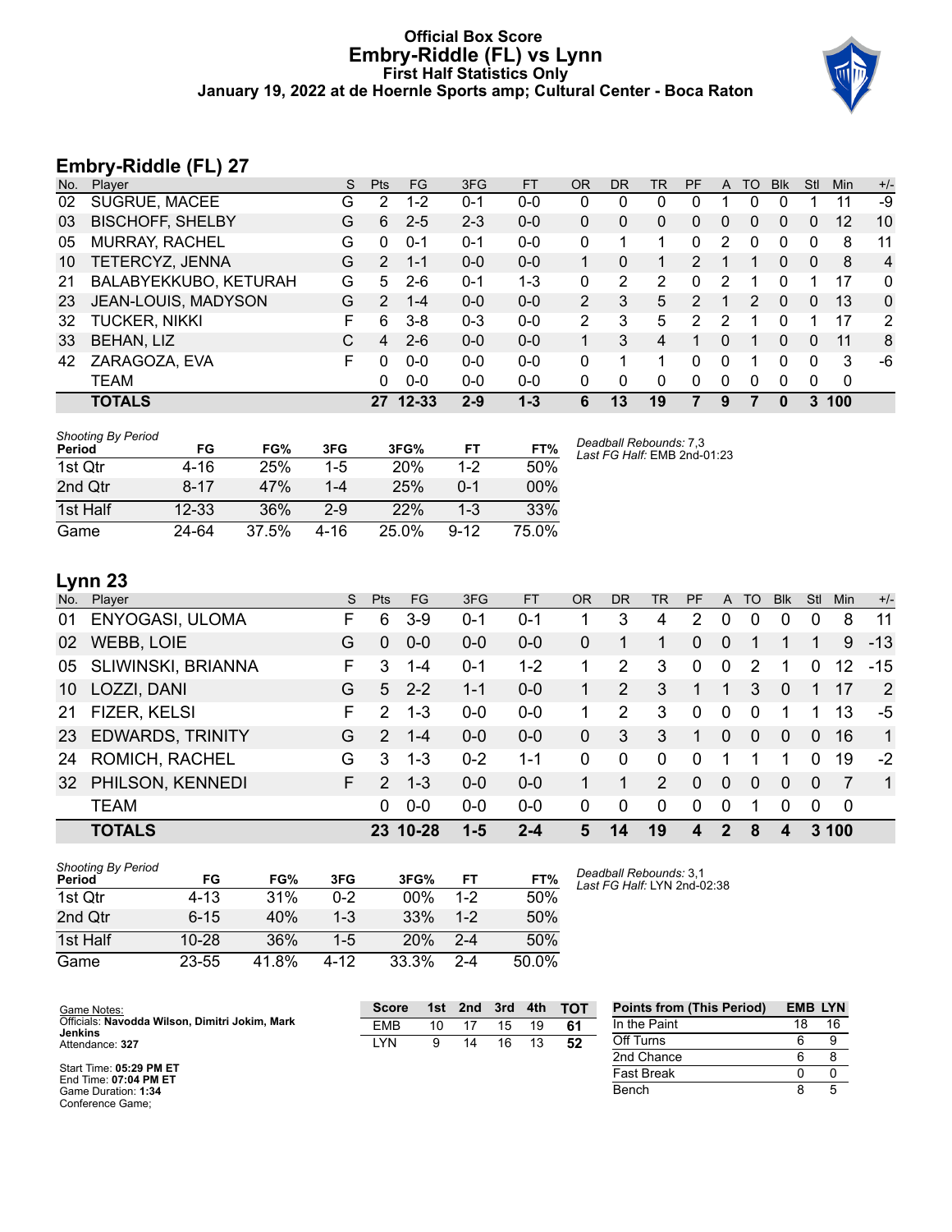# Official Box Score
## Embry-Riddle (FL) vs Lynn
### First Half Statistics Only
### January 19, 2022 at de Hoernle Sports amp; Cultural Center - Boca Raton

## Embry-Riddle (FL) 27

| No. | Player | S | Pts | FG | 3FG | FT | OR | DR | TR | PF | A | TO | Blk | Stl | Min | +/- |
|---|---|---|---|---|---|---|---|---|---|---|---|---|---|---|---|---|
| 02 | SUGRUE, MACEE | G | 2 | 1-2 | 0-1 | 0-0 | 0 | 0 | 0 | 0 | 1 | 0 | 0 | 1 | 11 | -9 |
| 03 | BISCHOFF, SHELBY | G | 6 | 2-5 | 2-3 | 0-0 | 0 | 0 | 0 | 0 | 0 | 0 | 0 | 0 | 12 | 10 |
| 05 | MURRAY, RACHEL | G | 0 | 0-1 | 0-1 | 0-0 | 0 | 1 | 1 | 0 | 2 | 0 | 0 | 0 | 8 | 11 |
| 10 | TETERCYZ, JENNA | G | 2 | 1-1 | 0-0 | 0-0 | 1 | 0 | 1 | 2 | 1 | 1 | 0 | 0 | 8 | 4 |
| 21 | BALABYEKKUBO, KETURAH | G | 5 | 2-6 | 0-1 | 1-3 | 0 | 2 | 2 | 0 | 2 | 1 | 0 | 1 | 17 | 0 |
| 23 | JEAN-LOUIS, MADYSON | G | 2 | 1-4 | 0-0 | 0-0 | 2 | 3 | 5 | 2 | 1 | 2 | 0 | 0 | 13 | 0 |
| 32 | TUCKER, NIKKI | F | 6 | 3-8 | 0-3 | 0-0 | 2 | 3 | 5 | 2 | 2 | 1 | 0 | 1 | 17 | 2 |
| 33 | BEHAN, LIZ | C | 4 | 2-6 | 0-0 | 0-0 | 1 | 3 | 4 | 1 | 0 | 1 | 0 | 0 | 11 | 8 |
| 42 | ZARAGOZA, EVA | F | 0 | 0-0 | 0-0 | 0-0 | 0 | 1 | 1 | 0 | 0 | 1 | 0 | 0 | 3 | -6 |
| | TEAM | | 0 | 0-0 | 0-0 | 0-0 | 0 | 0 | 0 | 0 | 0 | 0 | 0 | 0 | 0 | |
| | **TOTALS** | | **27** | **12-33** | **2-9** | **1-3** | **6** | **13** | **19** | **7** | **9** | **7** | **0** | **3** | **100** | |

*Shooting By Period*

| Period | FG | FG% | 3FG | 3FG% | FT | FT% |
|---|---|---|---|---|---|---|
| 1st Qtr | 4-16 | 25% | 1-5 | 20% | 1-2 | 50% |
| 2nd Qtr | 8-17 | 47% | 1-4 | 25% | 0-1 | 00% |
| 1st Half | 12-33 | 36% | 2-9 | 22% | 1-3 | 33% |
| Game | 24-64 | 37.5% | 4-16 | 25.0% | 9-12 | 75.0% |

*Deadball Rebounds:* 7,3
*Last FG Half:* EMB 2nd-01:23

## Lynn 23

| No. | Player | S | Pts | FG | 3FG | FT | OR | DR | TR | PF | A | TO | Blk | Stl | Min | +/- |
|---|---|---|---|---|---|---|---|---|---|---|---|---|---|---|---|---|
| 01 | ENYOGASI, ULOMA | F | 6 | 3-9 | 0-1 | 0-1 | 1 | 3 | 4 | 2 | 0 | 0 | 0 | 0 | 8 | 11 |
| 02 | WEBB, LOIE | G | 0 | 0-0 | 0-0 | 0-0 | 0 | 1 | 1 | 0 | 0 | 1 | 1 | 1 | 9 | -13 |
| 05 | SLIWINSKI, BRIANNA | F | 3 | 1-4 | 0-1 | 1-2 | 1 | 2 | 3 | 0 | 0 | 2 | 1 | 0 | 12 | -15 |
| 10 | LOZZI, DANI | G | 5 | 2-2 | 1-1 | 0-0 | 1 | 2 | 3 | 1 | 1 | 3 | 0 | 1 | 17 | 2 |
| 21 | FIZER, KELSI | F | 2 | 1-3 | 0-0 | 0-0 | 1 | 2 | 3 | 0 | 0 | 0 | 1 | 1 | 13 | -5 |
| 23 | EDWARDS, TRINITY | G | 2 | 1-4 | 0-0 | 0-0 | 0 | 3 | 3 | 1 | 0 | 0 | 0 | 0 | 16 | 1 |
| 24 | ROMICH, RACHEL | G | 3 | 1-3 | 0-2 | 1-1 | 0 | 0 | 0 | 0 | 1 | 1 | 1 | 0 | 19 | -2 |
| 32 | PHILSON, KENNEDI | F | 2 | 1-3 | 0-0 | 0-0 | 1 | 1 | 2 | 0 | 0 | 0 | 0 | 0 | 7 | 1 |
| | TEAM | | 0 | 0-0 | 0-0 | 0-0 | 0 | 0 | 0 | 0 | 0 | 1 | 0 | 0 | 0 | |
| | **TOTALS** | | **23** | **10-28** | **1-5** | **2-4** | **5** | **14** | **19** | **4** | **2** | **8** | **4** | **3** | **100** | |

*Shooting By Period*

| Period | FG | FG% | 3FG | 3FG% | FT | FT% |
|---|---|---|---|---|---|---|
| 1st Qtr | 4-13 | 31% | 0-2 | 00% | 1-2 | 50% |
| 2nd Qtr | 6-15 | 40% | 1-3 | 33% | 1-2 | 50% |
| 1st Half | 10-28 | 36% | 1-5 | 20% | 2-4 | 50% |
| Game | 23-55 | 41.8% | 4-12 | 33.3% | 2-4 | 50.0% |

*Deadball Rebounds:* 3,1
*Last FG Half:* LYN 2nd-02:38

Game Notes:
Officials: **Navodda Wilson, Dimitri Jokim, Mark Jenkins**
Attendance: **327**

Start Time: **05:29 PM ET**
End Time: **07:04 PM ET**
Game Duration: **1:34**
Conference Game;

| Score | 1st | 2nd | 3rd | 4th | TOT |
|---|---|---|---|---|---|
| EMB | 10 | 17 | 15 | 19 | **61** |
| LYN | 9 | 14 | 16 | 13 | **52** |

| Points from (This Period) | EMB | LYN |
|---|---|---|
| In the Paint | 18 | 16 |
| Off Turns | 6 | 9 |
| 2nd Chance | 6 | 8 |
| Fast Break | 0 | 0 |
| Bench | 8 | 5 |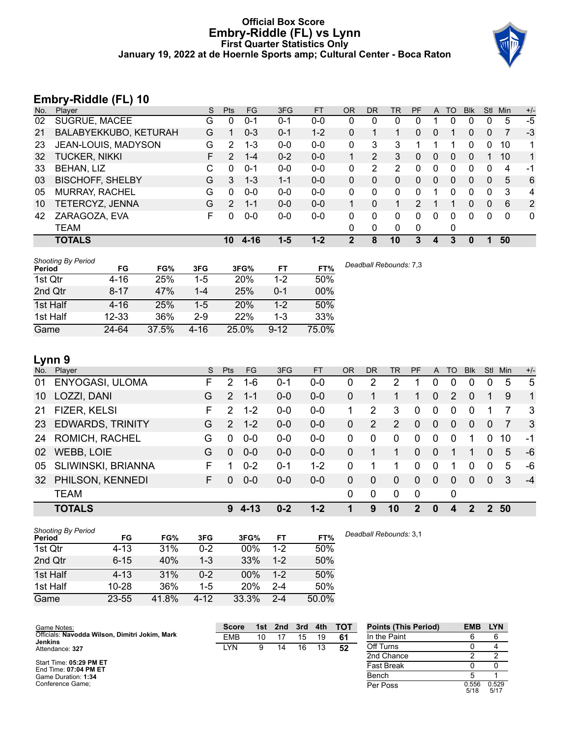# Official Box Score
# Embry-Riddle (FL) vs Lynn
## First Quarter Statistics Only
### January 19, 2022 at de Hoernle Sports amp; Cultural Center - Boca Raton

## Embry-Riddle (FL) 10

| No. | Player | S | Pts | FG | 3FG | FT | OR | DR | TR | PF | A | TO | Blk | Stl | Min | +/- |
|---|---|---|---|---|---|---|---|---|---|---|---|---|---|---|---|---|
| 02 | SUGRUE, MACEE | G | 0 | 0-1 | 0-1 | 0-0 | 0 | 0 | 0 | 0 | 1 | 0 | 0 | 0 | 5 | -5 |
| 21 | BALABYEKKUBO, KETURAH | G | 1 | 0-3 | 0-1 | 1-2 | 0 | 1 | 1 | 0 | 0 | 1 | 0 | 0 | 7 | -3 |
| 23 | JEAN-LOUIS, MADYSON | G | 2 | 1-3 | 0-0 | 0-0 | 0 | 3 | 3 | 1 | 1 | 1 | 0 | 0 | 10 | 1 |
| 32 | TUCKER, NIKKI | F | 2 | 1-4 | 0-2 | 0-0 | 1 | 2 | 3 | 0 | 0 | 0 | 0 | 1 | 10 | 1 |
| 33 | BEHAN, LIZ | C | 0 | 0-1 | 0-0 | 0-0 | 0 | 2 | 2 | 0 | 0 | 0 | 0 | 0 | 4 | -1 |
| 03 | BISCHOFF, SHELBY | G | 3 | 1-3 | 1-1 | 0-0 | 0 | 0 | 0 | 0 | 0 | 0 | 0 | 0 | 5 | 6 |
| 05 | MURRAY, RACHEL | G | 0 | 0-0 | 0-0 | 0-0 | 0 | 0 | 0 | 0 | 1 | 0 | 0 | 0 | 3 | 4 |
| 10 | TETERCYZ, JENNA | G | 2 | 1-1 | 0-0 | 0-0 | 1 | 0 | 1 | 2 | 1 | 1 | 0 | 0 | 6 | 2 |
| 42 | ZARAGOZA, EVA | F | 0 | 0-0 | 0-0 | 0-0 | 0 | 0 | 0 | 0 | 0 | 0 | 0 | 0 | 0 | 0 |
| | TEAM | | | | | | 0 | 0 | 0 | 0 | | 0 | | | | |
| | **TOTALS** | | **10** | **4-16** | **1-5** | **1-2** | **2** | **8** | **10** | **3** | **4** | **3** | **0** | **1** | **50** | |

*Shooting By Period*

| Period | FG | FG% | 3FG | 3FG% | FT | FT% |
|---|---|---|---|---|---|---|
| 1st Qtr | 4-16 | 25% | 1-5 | 20% | 1-2 | 50% |
| 2nd Qtr | 8-17 | 47% | 1-4 | 25% | 0-1 | 00% |
| 1st Half | 4-16 | 25% | 1-5 | 20% | 1-2 | 50% |
| 1st Half | 12-33 | 36% | 2-9 | 22% | 1-3 | 33% |
| Game | 24-64 | 37.5% | 4-16 | 25.0% | 9-12 | 75.0% |

*Deadball Rebounds:* 7,3

## Lynn 9

| No. | Player | S | Pts | FG | 3FG | FT | OR | DR | TR | PF | A | TO | Blk | Stl | Min | +/- |
|---|---|---|---|---|---|---|---|---|---|---|---|---|---|---|---|---|
| 01 | ENYOGASI, ULOMA | F | 2 | 1-6 | 0-1 | 0-0 | 0 | 2 | 2 | 1 | 0 | 0 | 0 | 0 | 5 | 5 |
| 10 | LOZZI, DANI | G | 2 | 1-1 | 0-0 | 0-0 | 0 | 1 | 1 | 1 | 0 | 2 | 0 | 1 | 9 | 1 |
| 21 | FIZER, KELSI | F | 2 | 1-2 | 0-0 | 0-0 | 1 | 2 | 3 | 0 | 0 | 0 | 0 | 1 | 7 | 3 |
| 23 | EDWARDS, TRINITY | G | 2 | 1-2 | 0-0 | 0-0 | 0 | 2 | 2 | 0 | 0 | 0 | 0 | 0 | 7 | 3 |
| 24 | ROMICH, RACHEL | G | 0 | 0-0 | 0-0 | 0-0 | 0 | 0 | 0 | 0 | 0 | 0 | 1 | 0 | 10 | -1 |
| 02 | WEBB, LOIE | G | 0 | 0-0 | 0-0 | 0-0 | 0 | 1 | 1 | 0 | 0 | 1 | 1 | 0 | 5 | -6 |
| 05 | SLIWINSKI, BRIANNA | F | 1 | 0-2 | 0-1 | 1-2 | 0 | 1 | 1 | 0 | 0 | 1 | 0 | 0 | 5 | -6 |
| 32 | PHILSON, KENNEDI | F | 0 | 0-0 | 0-0 | 0-0 | 0 | 0 | 0 | 0 | 0 | 0 | 0 | 0 | 3 | -4 |
| | TEAM | | | | | | 0 | 0 | 0 | 0 | | 0 | | | | |
| | **TOTALS** | | **9** | **4-13** | **0-2** | **1-2** | **1** | **9** | **10** | **2** | **0** | **4** | **2** | **2** | **50** | |

*Shooting By Period*

| Period | FG | FG% | 3FG | 3FG% | FT | FT% |
|---|---|---|---|---|---|---|
| 1st Qtr | 4-13 | 31% | 0-2 | 00% | 1-2 | 50% |
| 2nd Qtr | 6-15 | 40% | 1-3 | 33% | 1-2 | 50% |
| 1st Half | 4-13 | 31% | 0-2 | 00% | 1-2 | 50% |
| 1st Half | 10-28 | 36% | 1-5 | 20% | 2-4 | 50% |
| Game | 23-55 | 41.8% | 4-12 | 33.3% | 2-4 | 50.0% |

*Deadball Rebounds:* 3,1

Game Notes:
Officials: **Navodda Wilson, Dimitri Jokim, Mark Jenkins**
Attendance: **327**

Start Time: **05:29 PM ET**
End Time: **07:04 PM ET**
Game Duration: **1:34**
Conference Game;

| Score | 1st | 2nd | 3rd | 4th | TOT |
|---|---|---|---|---|---|
| EMB | 10 | 17 | 15 | 19 | **61** |
| LYN | 9 | 14 | 16 | 13 | **52** |

| Points (This Period) | EMB | LYN |
|---|---|---|
| In the Paint | 6 | 6 |
| Off Turns | 0 | 4 |
| 2nd Chance | 2 | 2 |
| Fast Break | 0 | 0 |
| Bench | 5 | 1 |
| Per Poss | 0.556 5/18 | 0.529 5/17 |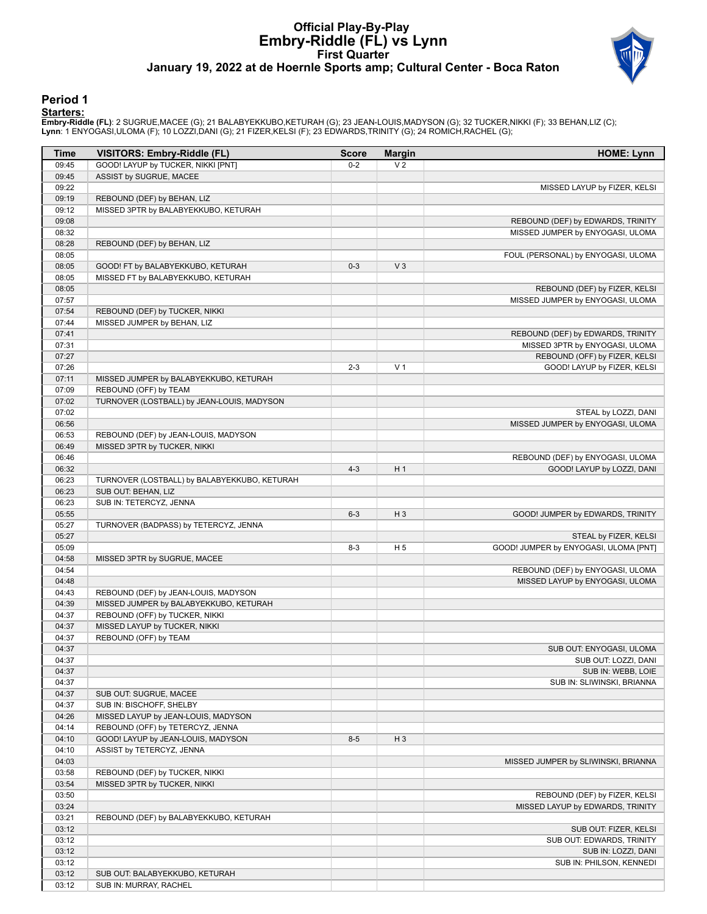# Official Play-By-Play
## Embry-Riddle (FL) vs Lynn
### First Quarter
### January 19, 2022 at de Hoernle Sports amp; Cultural Center - Boca Raton

## Period 1

**Starters:**

**Embry-Riddle (FL)**: 2 SUGRUE,MACEE (G); 21 BALABYEKKUBO,KETURAH (G); 23 JEAN-LOUIS,MADYSON (G); 32 TUCKER,NIKKI (F); 33 BEHAN,LIZ (C);
**Lynn**: 1 ENYOGASI,ULOMA (F); 10 LOZZI,DANI (G); 21 FIZER,KELSI (F); 23 EDWARDS,TRINITY (G); 24 ROMICH,RACHEL (G);

| Time | VISITORS: Embry-Riddle (FL) | Score | Margin | HOME: Lynn |
|---|---|---|---|---|
| 09:45 | GOOD! LAYUP by TUCKER, NIKKI [PNT] | 0-2 | V 2 | |
| 09:45 | ASSIST by SUGRUE, MACEE | | | |
| 09:22 | | | | MISSED LAYUP by FIZER, KELSI |
| 09:19 | REBOUND (DEF) by BEHAN, LIZ | | | |
| 09:12 | MISSED 3PTR by BALABYEKKUBO, KETURAH | | | |
| 09:08 | | | | REBOUND (DEF) by EDWARDS, TRINITY |
| 08:32 | | | | MISSED JUMPER by ENYOGASI, ULOMA |
| 08:28 | REBOUND (DEF) by BEHAN, LIZ | | | |
| 08:05 | | | | FOUL (PERSONAL) by ENYOGASI, ULOMA |
| 08:05 | GOOD! FT by BALABYEKKUBO, KETURAH | 0-3 | V 3 | |
| 08:05 | MISSED FT by BALABYEKKUBO, KETURAH | | | |
| 08:05 | | | | REBOUND (DEF) by FIZER, KELSI |
| 07:57 | | | | MISSED JUMPER by ENYOGASI, ULOMA |
| 07:54 | REBOUND (DEF) by TUCKER, NIKKI | | | |
| 07:44 | MISSED JUMPER by BEHAN, LIZ | | | |
| 07:41 | | | | REBOUND (DEF) by EDWARDS, TRINITY |
| 07:31 | | | | MISSED 3PTR by ENYOGASI, ULOMA |
| 07:27 | | | | REBOUND (OFF) by FIZER, KELSI |
| 07:26 | | 2-3 | V 1 | GOOD! LAYUP by FIZER, KELSI |
| 07:11 | MISSED JUMPER by BALABYEKKUBO, KETURAH | | | |
| 07:09 | REBOUND (OFF) by TEAM | | | |
| 07:02 | TURNOVER (LOSTBALL) by JEAN-LOUIS, MADYSON | | | |
| 07:02 | | | | STEAL by LOZZI, DANI |
| 06:56 | | | | MISSED JUMPER by ENYOGASI, ULOMA |
| 06:53 | REBOUND (DEF) by JEAN-LOUIS, MADYSON | | | |
| 06:49 | MISSED 3PTR by TUCKER, NIKKI | | | |
| 06:46 | | | | REBOUND (DEF) by ENYOGASI, ULOMA |
| 06:32 | | 4-3 | H 1 | GOOD! LAYUP by LOZZI, DANI |
| 06:23 | TURNOVER (LOSTBALL) by BALABYEKKUBO, KETURAH | | | |
| 06:23 | SUB OUT: BEHAN, LIZ | | | |
| 06:23 | SUB IN: TETERCYZ, JENNA | | | |
| 05:55 | | 6-3 | H 3 | GOOD! JUMPER by EDWARDS, TRINITY |
| 05:27 | TURNOVER (BADPASS) by TETERCYZ, JENNA | | | |
| 05:27 | | | | STEAL by FIZER, KELSI |
| 05:09 | | 8-3 | H 5 | GOOD! JUMPER by ENYOGASI, ULOMA [PNT] |
| 04:58 | MISSED 3PTR by SUGRUE, MACEE | | | |
| 04:54 | | | | REBOUND (DEF) by ENYOGASI, ULOMA |
| 04:48 | | | | MISSED LAYUP by ENYOGASI, ULOMA |
| 04:43 | REBOUND (DEF) by JEAN-LOUIS, MADYSON | | | |
| 04:39 | MISSED JUMPER by BALABYEKKUBO, KETURAH | | | |
| 04:37 | REBOUND (OFF) by TUCKER, NIKKI | | | |
| 04:37 | MISSED LAYUP by TUCKER, NIKKI | | | |
| 04:37 | REBOUND (OFF) by TEAM | | | |
| 04:37 | | | | SUB OUT: ENYOGASI, ULOMA |
| 04:37 | | | | SUB OUT: LOZZI, DANI |
| 04:37 | | | | SUB IN: WEBB, LOIE |
| 04:37 | | | | SUB IN: SLIWINSKI, BRIANNA |
| 04:37 | SUB OUT: SUGRUE, MACEE | | | |
| 04:37 | SUB IN: BISCHOFF, SHELBY | | | |
| 04:26 | MISSED LAYUP by JEAN-LOUIS, MADYSON | | | |
| 04:14 | REBOUND (OFF) by TETERCYZ, JENNA | | | |
| 04:10 | GOOD! LAYUP by JEAN-LOUIS, MADYSON | 8-5 | H 3 | |
| 04:10 | ASSIST by TETERCYZ, JENNA | | | |
| 04:03 | | | | MISSED JUMPER by SLIWINSKI, BRIANNA |
| 03:58 | REBOUND (DEF) by TUCKER, NIKKI | | | |
| 03:54 | MISSED 3PTR by TUCKER, NIKKI | | | |
| 03:50 | | | | REBOUND (DEF) by FIZER, KELSI |
| 03:24 | | | | MISSED LAYUP by EDWARDS, TRINITY |
| 03:21 | REBOUND (DEF) by BALABYEKKUBO, KETURAH | | | |
| 03:12 | | | | SUB OUT: FIZER, KELSI |
| 03:12 | | | | SUB OUT: EDWARDS, TRINITY |
| 03:12 | | | | SUB IN: LOZZI, DANI |
| 03:12 | | | | SUB IN: PHILSON, KENNEDI |
| 03:12 | SUB OUT: BALABYEKKUBO, KETURAH | | | |
| 03:12 | SUB IN: MURRAY, RACHEL | | | |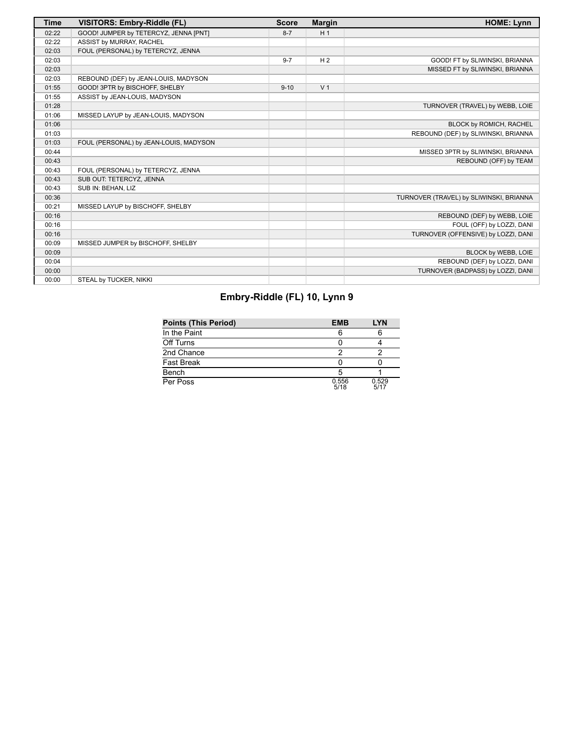| Time | VISITORS: Embry-Riddle (FL) | Score | Margin | HOME: Lynn |
|---|---|---|---|---|
| 02:22 | GOOD! JUMPER by TETERCYZ, JENNA [PNT] | 8-7 | H 1 | |
| 02:22 | ASSIST by MURRAY, RACHEL | | | |
| 02:03 | FOUL (PERSONAL) by TETERCYZ, JENNA | | | |
| 02:03 | | 9-7 | H 2 | GOOD! FT by SLIWINSKI, BRIANNA |
| 02:03 | | | | MISSED FT by SLIWINSKI, BRIANNA |
| 02:03 | REBOUND (DEF) by JEAN-LOUIS, MADYSON | | | |
| 01:55 | GOOD! 3PTR by BISCHOFF, SHELBY | 9-10 | V 1 | |
| 01:55 | ASSIST by JEAN-LOUIS, MADYSON | | | |
| 01:28 | | | | TURNOVER (TRAVEL) by WEBB, LOIE |
| 01:06 | MISSED LAYUP by JEAN-LOUIS, MADYSON | | | |
| 01:06 | | | | BLOCK by ROMICH, RACHEL |
| 01:03 | | | | REBOUND (DEF) by SLIWINSKI, BRIANNA |
| 01:03 | FOUL (PERSONAL) by JEAN-LOUIS, MADYSON | | | |
| 00:44 | | | | MISSED 3PTR by SLIWINSKI, BRIANNA |
| 00:43 | | | | REBOUND (OFF) by TEAM |
| 00:43 | FOUL (PERSONAL) by TETERCYZ, JENNA | | | |
| 00:43 | SUB OUT: TETERCYZ, JENNA | | | |
| 00:43 | SUB IN: BEHAN, LIZ | | | |
| 00:36 | | | | TURNOVER (TRAVEL) by SLIWINSKI, BRIANNA |
| 00:21 | MISSED LAYUP by BISCHOFF, SHELBY | | | |
| 00:16 | | | | REBOUND (DEF) by WEBB, LOIE |
| 00:16 | | | | FOUL (OFF) by LOZZI, DANI |
| 00:16 | | | | TURNOVER (OFFENSIVE) by LOZZI, DANI |
| 00:09 | MISSED JUMPER by BISCHOFF, SHELBY | | | |
| 00:09 | | | | BLOCK by WEBB, LOIE |
| 00:04 | | | | REBOUND (DEF) by LOZZI, DANI |
| 00:00 | | | | TURNOVER (BADPASS) by LOZZI, DANI |
| 00:00 | STEAL by TUCKER, NIKKI | | | |

## Embry-Riddle (FL) 10, Lynn 9

| Points (This Period) | EMB | LYN |
|---|---|---|
| In the Paint | 6 | 6 |
| Off Turns | 0 | 4 |
| 2nd Chance | 2 | 2 |
| Fast Break | 0 | 0 |
| Bench | 5 | 1 |
| Per Poss | 0.556 5/18 | 0.529 5/17 |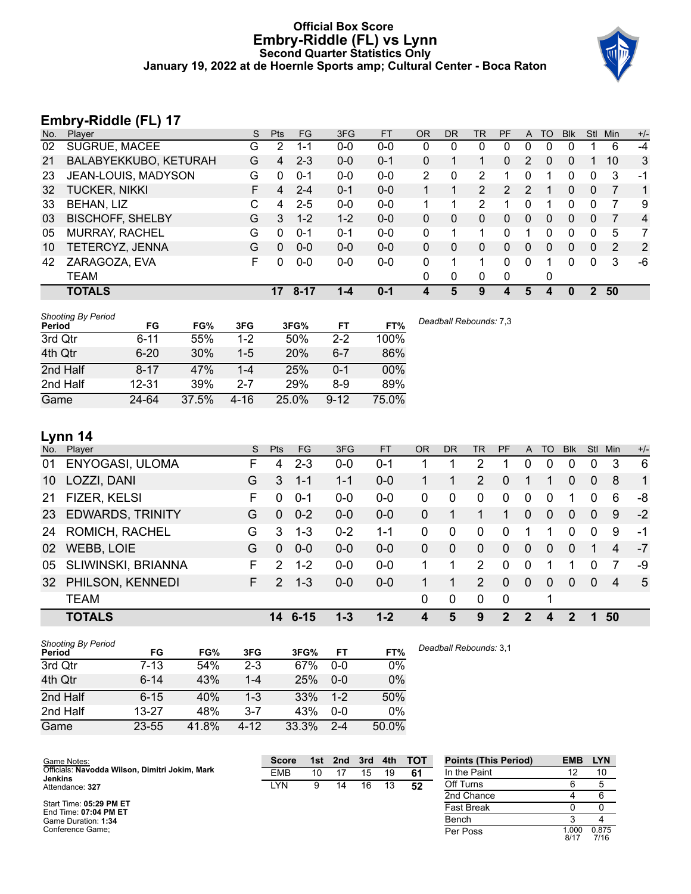# Official Box Score
## Embry-Riddle (FL) vs Lynn
### Second Quarter Statistics Only
### January 19, 2022 at de Hoernle Sports amp; Cultural Center - Boca Raton

## Embry-Riddle (FL) 17

| No. | Player | S | Pts | FG | 3FG | FT | OR | DR | TR | PF | A | TO | Blk | Stl | Min | +/- |
|---|---|---|---|---|---|---|---|---|---|---|---|---|---|---|---|---|
| 02 | SUGRUE, MACEE | G | 2 | 1-1 | 0-0 | 0-0 | 0 | 0 | 0 | 0 | 0 | 0 | 0 | 1 | 6 | -4 |
| 21 | BALABYEKKUBO, KETURAH | G | 4 | 2-3 | 0-0 | 0-1 | 0 | 1 | 1 | 0 | 2 | 0 | 0 | 1 | 10 | 3 |
| 23 | JEAN-LOUIS, MADYSON | G | 0 | 0-1 | 0-0 | 0-0 | 2 | 0 | 2 | 1 | 0 | 1 | 0 | 0 | 3 | -1 |
| 32 | TUCKER, NIKKI | F | 4 | 2-4 | 0-1 | 0-0 | 1 | 1 | 2 | 2 | 2 | 1 | 0 | 0 | 7 | 1 |
| 33 | BEHAN, LIZ | C | 4 | 2-5 | 0-0 | 0-0 | 1 | 1 | 2 | 1 | 0 | 1 | 0 | 0 | 7 | 9 |
| 03 | BISCHOFF, SHELBY | G | 3 | 1-2 | 1-2 | 0-0 | 0 | 0 | 0 | 0 | 0 | 0 | 0 | 0 | 7 | 4 |
| 05 | MURRAY, RACHEL | G | 0 | 0-1 | 0-1 | 0-0 | 0 | 1 | 1 | 0 | 1 | 0 | 0 | 0 | 5 | 7 |
| 10 | TETERCYZ, JENNA | G | 0 | 0-0 | 0-0 | 0-0 | 0 | 0 | 0 | 0 | 0 | 0 | 0 | 0 | 2 | 2 |
| 42 | ZARAGOZA, EVA | F | 0 | 0-0 | 0-0 | 0-0 | 0 | 1 | 1 | 0 | 0 | 1 | 0 | 0 | 3 | -6 |
| | TEAM | | | | | | 0 | 0 | 0 | 0 | | 0 | | | | |
| | **TOTALS** | | **17** | **8-17** | **1-4** | **0-1** | **4** | **5** | **9** | **4** | **5** | **4** | **0** | **2** | **50** | |

*Shooting By Period*

| Period | FG | FG% | 3FG | 3FG% | FT | FT% |
|---|---|---|---|---|---|---|
| 3rd Qtr | 6-11 | 55% | 1-2 | 50% | 2-2 | 100% |
| 4th Qtr | 6-20 | 30% | 1-5 | 20% | 6-7 | 86% |
| 2nd Half | 8-17 | 47% | 1-4 | 25% | 0-1 | 00% |
| 2nd Half | 12-31 | 39% | 2-7 | 29% | 8-9 | 89% |
| Game | 24-64 | 37.5% | 4-16 | 25.0% | 9-12 | 75.0% |

*Deadball Rebounds:* 7,3

## Lynn 14

| No. | Player | S | Pts | FG | 3FG | FT | OR | DR | TR | PF | A | TO | Blk | Stl | Min | +/- |
|---|---|---|---|---|---|---|---|---|---|---|---|---|---|---|---|---|
| 01 | ENYOGASI, ULOMA | F | 4 | 2-3 | 0-0 | 0-1 | 1 | 1 | 2 | 1 | 0 | 0 | 0 | 0 | 3 | 6 |
| 10 | LOZZI, DANI | G | 3 | 1-1 | 1-1 | 0-0 | 1 | 1 | 2 | 0 | 1 | 1 | 0 | 0 | 8 | 1 |
| 21 | FIZER, KELSI | F | 0 | 0-1 | 0-0 | 0-0 | 0 | 0 | 0 | 0 | 0 | 0 | 1 | 0 | 6 | -8 |
| 23 | EDWARDS, TRINITY | G | 0 | 0-2 | 0-0 | 0-0 | 0 | 1 | 1 | 1 | 0 | 0 | 0 | 0 | 9 | -2 |
| 24 | ROMICH, RACHEL | G | 3 | 1-3 | 0-2 | 1-1 | 0 | 0 | 0 | 0 | 1 | 1 | 0 | 0 | 9 | -1 |
| 02 | WEBB, LOIE | G | 0 | 0-0 | 0-0 | 0-0 | 0 | 0 | 0 | 0 | 0 | 0 | 0 | 1 | 4 | -7 |
| 05 | SLIWINSKI, BRIANNA | F | 2 | 1-2 | 0-0 | 0-0 | 1 | 1 | 2 | 0 | 0 | 1 | 1 | 0 | 7 | -9 |
| 32 | PHILSON, KENNEDI | F | 2 | 1-3 | 0-0 | 0-0 | 1 | 1 | 2 | 0 | 0 | 0 | 0 | 0 | 4 | 5 |
| | TEAM | | | | | | 0 | 0 | 0 | 0 | | 1 | | | | |
| | **TOTALS** | | **14** | **6-15** | **1-3** | **1-2** | **4** | **5** | **9** | **2** | **2** | **4** | **2** | **1** | **50** | |

*Shooting By Period*

| Period | FG | FG% | 3FG | 3FG% | FT | FT% |
|---|---|---|---|---|---|---|
| 3rd Qtr | 7-13 | 54% | 2-3 | 67% | 0-0 | 0% |
| 4th Qtr | 6-14 | 43% | 1-4 | 25% | 0-0 | 0% |
| 2nd Half | 6-15 | 40% | 1-3 | 33% | 1-2 | 50% |
| 2nd Half | 13-27 | 48% | 3-7 | 43% | 0-0 | 0% |
| Game | 23-55 | 41.8% | 4-12 | 33.3% | 2-4 | 50.0% |

*Deadball Rebounds:* 3,1

Game Notes:
Officials: **Navodda Wilson, Dimitri Jokim, Mark Jenkins**
Attendance: **327**

Start Time: **05:29 PM ET**
End Time: **07:04 PM ET**
Game Duration: **1:34**
Conference Game;

| Score | 1st | 2nd | 3rd | 4th | TOT |
|---|---|---|---|---|---|
| EMB | 10 | 17 | 15 | 19 | **61** |
| LYN | 9 | 14 | 16 | 13 | **52** |

| Points (This Period) | EMB | LYN |
|---|---|---|
| In the Paint | 12 | 10 |
| Off Turns | 6 | 5 |
| 2nd Chance | 4 | 6 |
| Fast Break | 0 | 0 |
| Bench | 3 | 4 |
| Per Poss | 1.000 8/17 | 0.875 7/16 |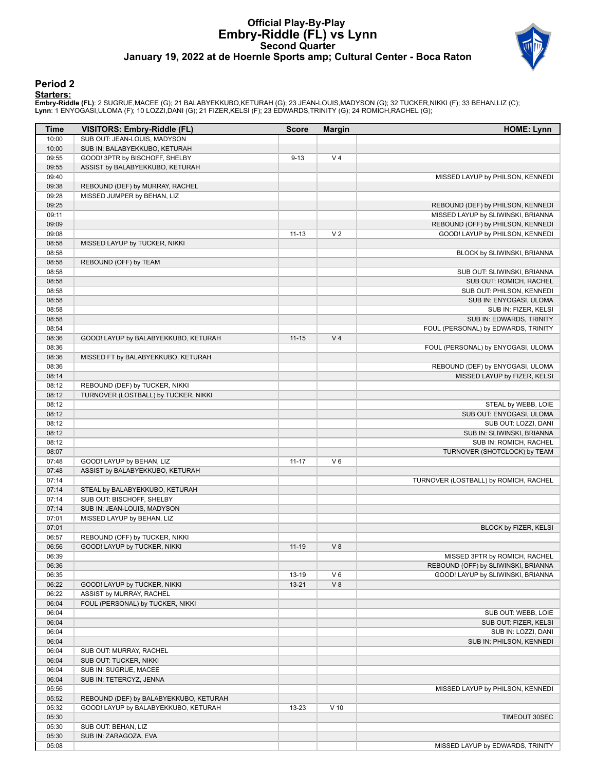# Official Play-By-Play
## Embry-Riddle (FL) vs Lynn
### Second Quarter
### January 19, 2022 at de Hoernle Sports amp; Cultural Center - Boca Raton

## Period 2

**Starters:**

**Embry-Riddle (FL)**: 2 SUGRUE,MACEE (G); 21 BALABYEKKUBO,KETURAH (G); 23 JEAN-LOUIS,MADYSON (G); 32 TUCKER,NIKKI (F); 33 BEHAN,LIZ (C);
**Lynn**: 1 ENYOGASI,ULOMA (F); 10 LOZZI,DANI (G); 21 FIZER,KELSI (F); 23 EDWARDS,TRINITY (G); 24 ROMICH,RACHEL (G);

| Time | VISITORS: Embry-Riddle (FL) | Score | Margin | HOME: Lynn |
|---|---|---|---|---|
| 10:00 | SUB OUT: JEAN-LOUIS, MADYSON | | | |
| 10:00 | SUB IN: BALABYEKKUBO, KETURAH | | | |
| 09:55 | GOOD! 3PTR by BISCHOFF, SHELBY | 9-13 | V 4 | |
| 09:55 | ASSIST by BALABYEKKUBO, KETURAH | | | |
| 09:40 | | | | MISSED LAYUP by PHILSON, KENNEDI |
| 09:38 | REBOUND (DEF) by MURRAY, RACHEL | | | |
| 09:28 | MISSED JUMPER by BEHAN, LIZ | | | |
| 09:25 | | | | REBOUND (DEF) by PHILSON, KENNEDI |
| 09:11 | | | | MISSED LAYUP by SLIWINSKI, BRIANNA |
| 09:09 | | | | REBOUND (OFF) by PHILSON, KENNEDI |
| 09:08 | | 11-13 | V 2 | GOOD! LAYUP by PHILSON, KENNEDI |
| 08:58 | MISSED LAYUP by TUCKER, NIKKI | | | |
| 08:58 | | | | BLOCK by SLIWINSKI, BRIANNA |
| 08:58 | REBOUND (OFF) by TEAM | | | |
| 08:58 | | | | SUB OUT: SLIWINSKI, BRIANNA |
| 08:58 | | | | SUB OUT: ROMICH, RACHEL |
| 08:58 | | | | SUB OUT: PHILSON, KENNEDI |
| 08:58 | | | | SUB IN: ENYOGASI, ULOMA |
| 08:58 | | | | SUB IN: FIZER, KELSI |
| 08:58 | | | | SUB IN: EDWARDS, TRINITY |
| 08:54 | | | | FOUL (PERSONAL) by EDWARDS, TRINITY |
| 08:36 | GOOD! LAYUP by BALABYEKKUBO, KETURAH | 11-15 | V 4 | |
| 08:36 | | | | FOUL (PERSONAL) by ENYOGASI, ULOMA |
| 08:36 | MISSED FT by BALABYEKKUBO, KETURAH | | | |
| 08:36 | | | | REBOUND (DEF) by ENYOGASI, ULOMA |
| 08:14 | | | | MISSED LAYUP by FIZER, KELSI |
| 08:12 | REBOUND (DEF) by TUCKER, NIKKI | | | |
| 08:12 | TURNOVER (LOSTBALL) by TUCKER, NIKKI | | | |
| 08:12 | | | | STEAL by WEBB, LOIE |
| 08:12 | | | | SUB OUT: ENYOGASI, ULOMA |
| 08:12 | | | | SUB OUT: LOZZI, DANI |
| 08:12 | | | | SUB IN: SLIWINSKI, BRIANNA |
| 08:12 | | | | SUB IN: ROMICH, RACHEL |
| 08:07 | | | | TURNOVER (SHOTCLOCK) by TEAM |
| 07:48 | GOOD! LAYUP by BEHAN, LIZ | 11-17 | V 6 | |
| 07:48 | ASSIST by BALABYEKKUBO, KETURAH | | | |
| 07:14 | | | | TURNOVER (LOSTBALL) by ROMICH, RACHEL |
| 07:14 | STEAL by BALABYEKKUBO, KETURAH | | | |
| 07:14 | SUB OUT: BISCHOFF, SHELBY | | | |
| 07:14 | SUB IN: JEAN-LOUIS, MADYSON | | | |
| 07:01 | MISSED LAYUP by BEHAN, LIZ | | | |
| 07:01 | | | | BLOCK by FIZER, KELSI |
| 06:57 | REBOUND (OFF) by TUCKER, NIKKI | | | |
| 06:56 | GOOD! LAYUP by TUCKER, NIKKI | 11-19 | V 8 | |
| 06:39 | | | | MISSED 3PTR by ROMICH, RACHEL |
| 06:36 | | | | REBOUND (OFF) by SLIWINSKI, BRIANNA |
| 06:35 | | 13-19 | V 6 | GOOD! LAYUP by SLIWINSKI, BRIANNA |
| 06:22 | GOOD! LAYUP by TUCKER, NIKKI | 13-21 | V 8 | |
| 06:22 | ASSIST by MURRAY, RACHEL | | | |
| 06:04 | FOUL (PERSONAL) by TUCKER, NIKKI | | | |
| 06:04 | | | | SUB OUT: WEBB, LOIE |
| 06:04 | | | | SUB OUT: FIZER, KELSI |
| 06:04 | | | | SUB IN: LOZZI, DANI |
| 06:04 | | | | SUB IN: PHILSON, KENNEDI |
| 06:04 | SUB OUT: MURRAY, RACHEL | | | |
| 06:04 | SUB OUT: TUCKER, NIKKI | | | |
| 06:04 | SUB IN: SUGRUE, MACEE | | | |
| 06:04 | SUB IN: TETERCYZ, JENNA | | | |
| 05:56 | | | | MISSED LAYUP by PHILSON, KENNEDI |
| 05:52 | REBOUND (DEF) by BALABYEKKUBO, KETURAH | | | |
| 05:32 | GOOD! LAYUP by BALABYEKKUBO, KETURAH | 13-23 | V 10 | |
| 05:30 | | | | TIMEOUT 30SEC |
| 05:30 | SUB OUT: BEHAN, LIZ | | | |
| 05:30 | SUB IN: ZARAGOZA, EVA | | | |
| 05:08 | | | | MISSED LAYUP by EDWARDS, TRINITY |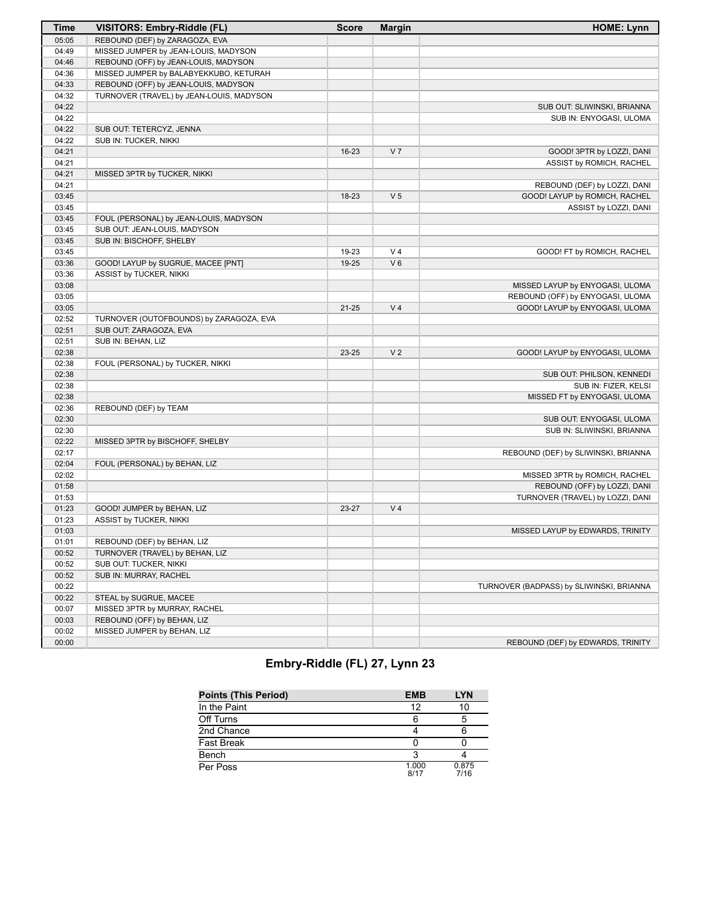| Time | VISITORS: Embry-Riddle (FL) | Score | Margin | HOME: Lynn |
|---|---|---|---|---|
| 05:05 | REBOUND (DEF) by ZARAGOZA, EVA | | | |
| 04:49 | MISSED JUMPER by JEAN-LOUIS, MADYSON | | | |
| 04:46 | REBOUND (OFF) by JEAN-LOUIS, MADYSON | | | |
| 04:36 | MISSED JUMPER by BALABYEKKUBO, KETURAH | | | |
| 04:33 | REBOUND (OFF) by JEAN-LOUIS, MADYSON | | | |
| 04:32 | TURNOVER (TRAVEL) by JEAN-LOUIS, MADYSON | | | |
| 04:22 | | | | SUB OUT: SLIWINSKI, BRIANNA |
| 04:22 | | | | SUB IN: ENYOGASI, ULOMA |
| 04:22 | SUB OUT: TETERCYZ, JENNA | | | |
| 04:22 | SUB IN: TUCKER, NIKKI | | | |
| 04:21 | | 16-23 | V 7 | GOOD! 3PTR by LOZZI, DANI |
| 04:21 | | | | ASSIST by ROMICH, RACHEL |
| 04:21 | MISSED 3PTR by TUCKER, NIKKI | | | |
| 04:21 | | | | REBOUND (DEF) by LOZZI, DANI |
| 03:45 | | 18-23 | V 5 | GOOD! LAYUP by ROMICH, RACHEL |
| 03:45 | | | | ASSIST by LOZZI, DANI |
| 03:45 | FOUL (PERSONAL) by JEAN-LOUIS, MADYSON | | | |
| 03:45 | SUB OUT: JEAN-LOUIS, MADYSON | | | |
| 03:45 | SUB IN: BISCHOFF, SHELBY | | | |
| 03:45 | | 19-23 | V 4 | GOOD! FT by ROMICH, RACHEL |
| 03:36 | GOOD! LAYUP by SUGRUE, MACEE [PNT] | 19-25 | V 6 | |
| 03:36 | ASSIST by TUCKER, NIKKI | | | |
| 03:08 | | | | MISSED LAYUP by ENYOGASI, ULOMA |
| 03:05 | | | | REBOUND (OFF) by ENYOGASI, ULOMA |
| 03:05 | | 21-25 | V 4 | GOOD! LAYUP by ENYOGASI, ULOMA |
| 02:52 | TURNOVER (OUTOFBOUNDS) by ZARAGOZA, EVA | | | |
| 02:51 | SUB OUT: ZARAGOZA, EVA | | | |
| 02:51 | SUB IN: BEHAN, LIZ | | | |
| 02:38 | | 23-25 | V 2 | GOOD! LAYUP by ENYOGASI, ULOMA |
| 02:38 | FOUL (PERSONAL) by TUCKER, NIKKI | | | |
| 02:38 | | | | SUB OUT: PHILSON, KENNEDI |
| 02:38 | | | | SUB IN: FIZER, KELSI |
| 02:38 | | | | MISSED FT by ENYOGASI, ULOMA |
| 02:36 | REBOUND (DEF) by TEAM | | | |
| 02:30 | | | | SUB OUT: ENYOGASI, ULOMA |
| 02:30 | | | | SUB IN: SLIWINSKI, BRIANNA |
| 02:22 | MISSED 3PTR by BISCHOFF, SHELBY | | | |
| 02:17 | | | | REBOUND (DEF) by SLIWINSKI, BRIANNA |
| 02:04 | FOUL (PERSONAL) by BEHAN, LIZ | | | |
| 02:02 | | | | MISSED 3PTR by ROMICH, RACHEL |
| 01:58 | | | | REBOUND (OFF) by LOZZI, DANI |
| 01:53 | | | | TURNOVER (TRAVEL) by LOZZI, DANI |
| 01:23 | GOOD! JUMPER by BEHAN, LIZ | 23-27 | V 4 | |
| 01:23 | ASSIST by TUCKER, NIKKI | | | |
| 01:03 | | | | MISSED LAYUP by EDWARDS, TRINITY |
| 01:01 | REBOUND (DEF) by BEHAN, LIZ | | | |
| 00:52 | TURNOVER (TRAVEL) by BEHAN, LIZ | | | |
| 00:52 | SUB OUT: TUCKER, NIKKI | | | |
| 00:52 | SUB IN: MURRAY, RACHEL | | | |
| 00:22 | | | | TURNOVER (BADPASS) by SLIWINSKI, BRIANNA |
| 00:22 | STEAL by SUGRUE, MACEE | | | |
| 00:07 | MISSED 3PTR by MURRAY, RACHEL | | | |
| 00:03 | REBOUND (OFF) by BEHAN, LIZ | | | |
| 00:02 | MISSED JUMPER by BEHAN, LIZ | | | |
| 00:00 | | | | REBOUND (DEF) by EDWARDS, TRINITY |

## Embry-Riddle (FL) 27, Lynn 23

| Points (This Period) | EMB | LYN |
|---|---|---|
| In the Paint | 12 | 10 |
| Off Turns | 6 | 5 |
| 2nd Chance | 4 | 6 |
| Fast Break | 0 | 0 |
| Bench | 3 | 4 |
| Per Poss | 1.000 8/17 | 0.875 7/16 |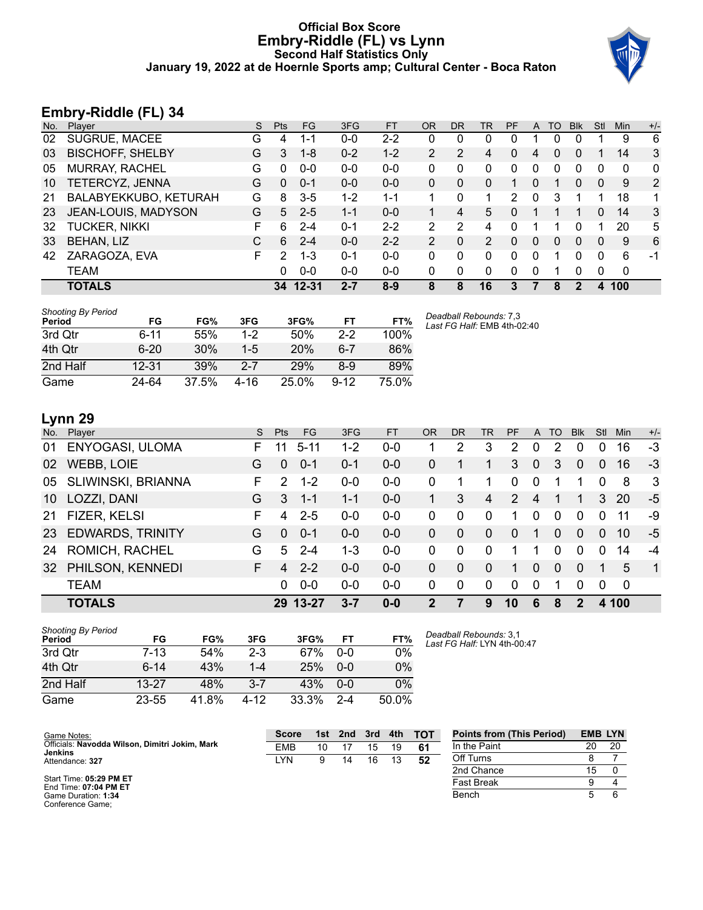# Official Box Score
## Embry-Riddle (FL) vs Lynn
### Second Half Statistics Only
### January 19, 2022 at de Hoernle Sports amp; Cultural Center - Boca Raton

## Embry-Riddle (FL) 34

| No. | Player | S | Pts | FG | 3FG | FT | OR | DR | TR | PF | A | TO | Blk | Stl | Min | +/- |
|---|---|---|---|---|---|---|---|---|---|---|---|---|---|---|---|---|
| 02 | SUGRUE, MACEE | G | 4 | 1-1 | 0-0 | 2-2 | 0 | 0 | 0 | 0 | 1 | 0 | 0 | 1 | 9 | 6 |
| 03 | BISCHOFF, SHELBY | G | 3 | 1-8 | 0-2 | 1-2 | 2 | 2 | 4 | 0 | 4 | 0 | 0 | 1 | 14 | 3 |
| 05 | MURRAY, RACHEL | G | 0 | 0-0 | 0-0 | 0-0 | 0 | 0 | 0 | 0 | 0 | 0 | 0 | 0 | 0 | 0 |
| 10 | TETERCYZ, JENNA | G | 0 | 0-1 | 0-0 | 0-0 | 0 | 0 | 0 | 1 | 0 | 1 | 0 | 0 | 9 | 2 |
| 21 | BALABYEKKUBO, KETURAH | G | 8 | 3-5 | 1-2 | 1-1 | 1 | 0 | 1 | 2 | 0 | 3 | 1 | 1 | 18 | 1 |
| 23 | JEAN-LOUIS, MADYSON | G | 5 | 2-5 | 1-1 | 0-0 | 1 | 4 | 5 | 0 | 1 | 1 | 1 | 0 | 14 | 3 |
| 32 | TUCKER, NIKKI | F | 6 | 2-4 | 0-1 | 2-2 | 2 | 2 | 4 | 0 | 1 | 1 | 0 | 1 | 20 | 5 |
| 33 | BEHAN, LIZ | C | 6 | 2-4 | 0-0 | 2-2 | 2 | 0 | 2 | 0 | 0 | 0 | 0 | 0 | 9 | 6 |
| 42 | ZARAGOZA, EVA | F | 2 | 1-3 | 0-1 | 0-0 | 0 | 0 | 0 | 0 | 0 | 1 | 0 | 0 | 6 | -1 |
| | TEAM | | 0 | 0-0 | 0-0 | 0-0 | 0 | 0 | 0 | 0 | 0 | 1 | 0 | 0 | 0 | |
| | **TOTALS** | | **34** | **12-31** | **2-7** | **8-9** | **8** | **8** | **16** | **3** | **7** | **8** | **2** | **4** | **100** | |

*Shooting By Period*

| Period | FG | FG% | 3FG | 3FG% | FT | FT% |
|---|---|---|---|---|---|---|
| 3rd Qtr | 6-11 | 55% | 1-2 | 50% | 2-2 | 100% |
| 4th Qtr | 6-20 | 30% | 1-5 | 20% | 6-7 | 86% |
| 2nd Half | 12-31 | 39% | 2-7 | 29% | 8-9 | 89% |
| Game | 24-64 | 37.5% | 4-16 | 25.0% | 9-12 | 75.0% |

*Deadball Rebounds:* 7,3
*Last FG Half:* EMB 4th-02:40

## Lynn 29

| No. | Player | S | Pts | FG | 3FG | FT | OR | DR | TR | PF | A | TO | Blk | Stl | Min | +/- |
|---|---|---|---|---|---|---|---|---|---|---|---|---|---|---|---|---|
| 01 | ENYOGASI, ULOMA | F | 11 | 5-11 | 1-2 | 0-0 | 1 | 2 | 3 | 2 | 0 | 2 | 0 | 0 | 16 | -3 |
| 02 | WEBB, LOIE | G | 0 | 0-1 | 0-1 | 0-0 | 0 | 1 | 1 | 3 | 0 | 3 | 0 | 0 | 16 | -3 |
| 05 | SLIWINSKI, BRIANNA | F | 2 | 1-2 | 0-0 | 0-0 | 0 | 1 | 1 | 0 | 0 | 1 | 1 | 0 | 8 | 3 |
| 10 | LOZZI, DANI | G | 3 | 1-1 | 1-1 | 0-0 | 1 | 3 | 4 | 2 | 4 | 1 | 1 | 3 | 20 | -5 |
| 21 | FIZER, KELSI | F | 4 | 2-5 | 0-0 | 0-0 | 0 | 0 | 0 | 1 | 0 | 0 | 0 | 0 | 11 | -9 |
| 23 | EDWARDS, TRINITY | G | 0 | 0-1 | 0-0 | 0-0 | 0 | 0 | 0 | 0 | 1 | 0 | 0 | 0 | 10 | -5 |
| 24 | ROMICH, RACHEL | G | 5 | 2-4 | 1-3 | 0-0 | 0 | 0 | 0 | 1 | 1 | 0 | 0 | 0 | 14 | -4 |
| 32 | PHILSON, KENNEDI | F | 4 | 2-2 | 0-0 | 0-0 | 0 | 0 | 0 | 1 | 0 | 0 | 0 | 1 | 5 | 1 |
| | TEAM | | 0 | 0-0 | 0-0 | 0-0 | 0 | 0 | 0 | 0 | 0 | 1 | 0 | 0 | 0 | |
| | **TOTALS** | | **29** | **13-27** | **3-7** | **0-0** | **2** | **7** | **9** | **10** | **6** | **8** | **2** | **4** | **100** | |

*Shooting By Period*

| Period | FG | FG% | 3FG | 3FG% | FT | FT% |
|---|---|---|---|---|---|---|
| 3rd Qtr | 7-13 | 54% | 2-3 | 67% | 0-0 | 0% |
| 4th Qtr | 6-14 | 43% | 1-4 | 25% | 0-0 | 0% |
| 2nd Half | 13-27 | 48% | 3-7 | 43% | 0-0 | 0% |
| Game | 23-55 | 41.8% | 4-12 | 33.3% | 2-4 | 50.0% |

*Deadball Rebounds:* 3,1
*Last FG Half:* LYN 4th-00:47

Game Notes:
Officials: **Navodda Wilson, Dimitri Jokim, Mark Jenkins**
Attendance: **327**

Start Time: **05:29 PM ET**
End Time: **07:04 PM ET**
Game Duration: **1:34**
Conference Game;

| Score | 1st | 2nd | 3rd | 4th | TOT |
|---|---|---|---|---|---|
| EMB | 10 | 17 | 15 | 19 | **61** |
| LYN | 9 | 14 | 16 | 13 | **52** |

| Points from (This Period) | EMB | LYN |
|---|---|---|
| In the Paint | 20 | 20 |
| Off Turns | 8 | 7 |
| 2nd Chance | 15 | 0 |
| Fast Break | 9 | 4 |
| Bench | 5 | 6 |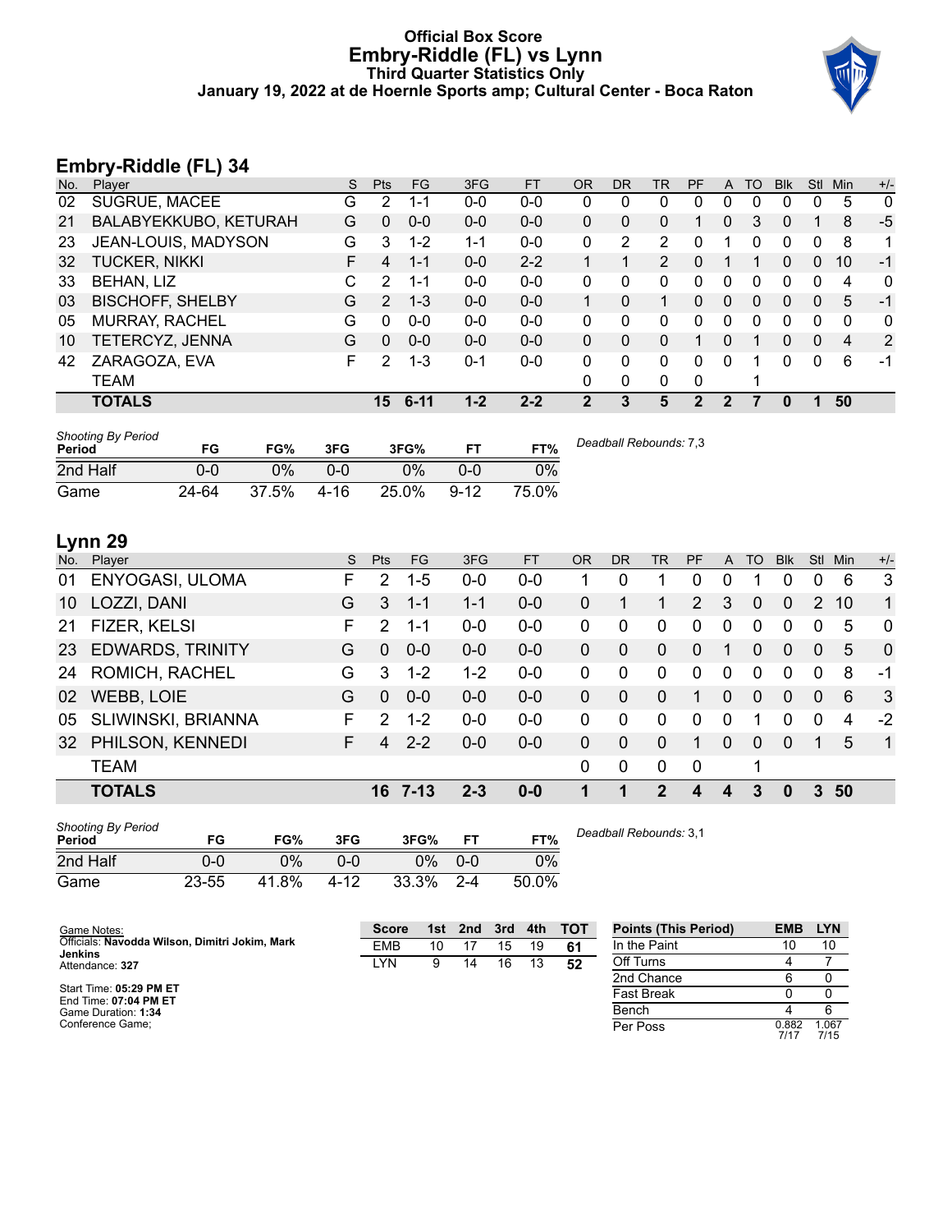# Official Box Score
## Embry-Riddle (FL) vs Lynn
### Third Quarter Statistics Only
### January 19, 2022 at de Hoernle Sports amp; Cultural Center - Boca Raton

## Embry-Riddle (FL) 34

| No. | Player | S | Pts | FG | 3FG | FT | OR | DR | TR | PF | A | TO | Blk | Stl | Min | +/- |
|---|---|---|---|---|---|---|---|---|---|---|---|---|---|---|---|---|
| 02 | SUGRUE, MACEE | G | 2 | 1-1 | 0-0 | 0-0 | 0 | 0 | 0 | 0 | 0 | 0 | 0 | 0 | 5 | 0 |
| 21 | BALABYEKKUBO, KETURAH | G | 0 | 0-0 | 0-0 | 0-0 | 0 | 0 | 0 | 1 | 0 | 3 | 0 | 1 | 8 | -5 |
| 23 | JEAN-LOUIS, MADYSON | G | 3 | 1-2 | 1-1 | 0-0 | 0 | 2 | 2 | 0 | 1 | 0 | 0 | 0 | 8 | 1 |
| 32 | TUCKER, NIKKI | F | 4 | 1-1 | 0-0 | 2-2 | 1 | 1 | 2 | 0 | 1 | 1 | 0 | 0 | 10 | -1 |
| 33 | BEHAN, LIZ | C | 2 | 1-1 | 0-0 | 0-0 | 0 | 0 | 0 | 0 | 0 | 0 | 0 | 0 | 4 | 0 |
| 03 | BISCHOFF, SHELBY | G | 2 | 1-3 | 0-0 | 0-0 | 1 | 0 | 1 | 0 | 0 | 0 | 0 | 0 | 5 | -1 |
| 05 | MURRAY, RACHEL | G | 0 | 0-0 | 0-0 | 0-0 | 0 | 0 | 0 | 0 | 0 | 0 | 0 | 0 | 0 | 0 |
| 10 | TETERCYZ, JENNA | G | 0 | 0-0 | 0-0 | 0-0 | 0 | 0 | 0 | 1 | 0 | 1 | 0 | 0 | 4 | 2 |
| 42 | ZARAGOZA, EVA | F | 2 | 1-3 | 0-1 | 0-0 | 0 | 0 | 0 | 0 | 0 | 1 | 0 | 0 | 6 | -1 |
| | TEAM | | | | | | 0 | 0 | 0 | 0 | | 1 | | | | |
| | **TOTALS** | | **15** | **6-11** | **1-2** | **2-2** | **2** | **3** | **5** | **2** | **2** | **7** | **0** | **1** | **50** | |

| Shooting By Period Period | FG | FG% | 3FG | 3FG% | FT | FT% |
|---|---|---|---|---|---|---|
| 2nd Half | 0-0 | 0% | 0-0 | 0% | 0-0 | 0% |
| Game | 24-64 | 37.5% | 4-16 | 25.0% | 9-12 | 75.0% |

*Deadball Rebounds:* 7,3

## Lynn 29

| No. | Player | S | Pts | FG | 3FG | FT | OR | DR | TR | PF | A | TO | Blk | Stl | Min | +/- |
|---|---|---|---|---|---|---|---|---|---|---|---|---|---|---|---|---|
| 01 | ENYOGASI, ULOMA | F | 2 | 1-5 | 0-0 | 0-0 | 1 | 0 | 1 | 0 | 0 | 1 | 0 | 0 | 6 | 3 |
| 10 | LOZZI, DANI | G | 3 | 1-1 | 1-1 | 0-0 | 0 | 1 | 1 | 2 | 3 | 0 | 0 | 2 | 10 | 1 |
| 21 | FIZER, KELSI | F | 2 | 1-1 | 0-0 | 0-0 | 0 | 0 | 0 | 0 | 0 | 0 | 0 | 0 | 5 | 0 |
| 23 | EDWARDS, TRINITY | G | 0 | 0-0 | 0-0 | 0-0 | 0 | 0 | 0 | 0 | 1 | 0 | 0 | 0 | 5 | 0 |
| 24 | ROMICH, RACHEL | G | 3 | 1-2 | 1-2 | 0-0 | 0 | 0 | 0 | 0 | 0 | 0 | 0 | 0 | 8 | -1 |
| 02 | WEBB, LOIE | G | 0 | 0-0 | 0-0 | 0-0 | 0 | 0 | 0 | 1 | 0 | 0 | 0 | 0 | 6 | 3 |
| 05 | SLIWINSKI, BRIANNA | F | 2 | 1-2 | 0-0 | 0-0 | 0 | 0 | 0 | 0 | 0 | 1 | 0 | 0 | 4 | -2 |
| 32 | PHILSON, KENNEDI | F | 4 | 2-2 | 0-0 | 0-0 | 0 | 0 | 0 | 1 | 0 | 0 | 0 | 1 | 5 | 1 |
| | TEAM | | | | | | 0 | 0 | 0 | 0 | | 1 | | | | |
| | **TOTALS** | | **16** | **7-13** | **2-3** | **0-0** | **1** | **1** | **2** | **4** | **4** | **3** | **0** | **3** | **50** | |

| Shooting By Period Period | FG | FG% | 3FG | 3FG% | FT | FT% |
|---|---|---|---|---|---|---|
| 2nd Half | 0-0 | 0% | 0-0 | 0% | 0-0 | 0% |
| Game | 23-55 | 41.8% | 4-12 | 33.3% | 2-4 | 50.0% |

*Deadball Rebounds:* 3,1

Game Notes:
Officials: **Navodda Wilson, Dimitri Jokim, Mark Jenkins**
Attendance: **327**

Start Time: **05:29 PM ET**
End Time: **07:04 PM ET**
Game Duration: **1:34**
Conference Game;

| Score | 1st | 2nd | 3rd | 4th | TOT |
|---|---|---|---|---|---|
| EMB | 10 | 17 | 15 | 19 | **61** |
| LYN | 9 | 14 | 16 | 13 | **52** |

| Points (This Period) | EMB | LYN |
|---|---|---|
| In the Paint | 10 | 10 |
| Off Turns | 4 | 7 |
| 2nd Chance | 6 | 0 |
| Fast Break | 0 | 0 |
| Bench | 4 | 6 |
| Per Poss | 0.882 7/17 | 1.067 7/15 |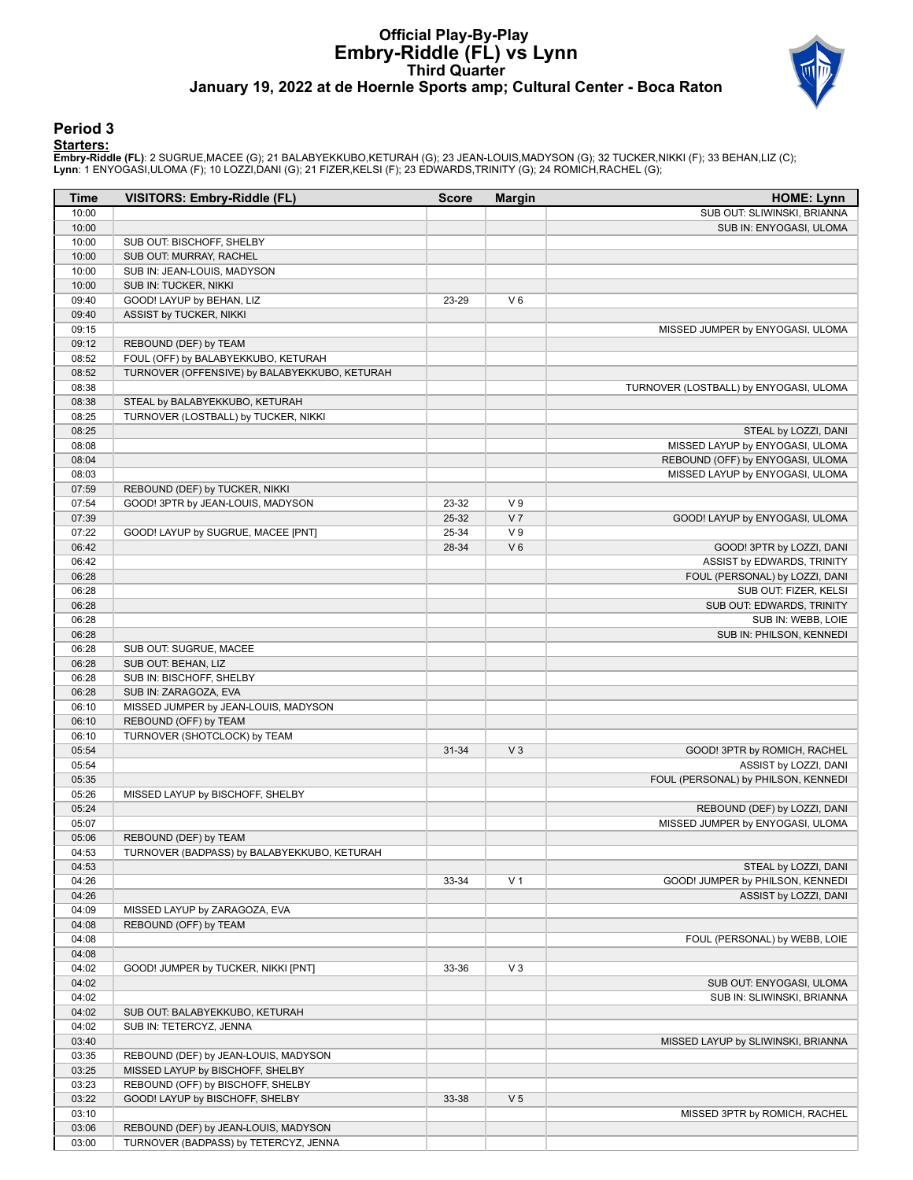# Official Play-By-Play
## Embry-Riddle (FL) vs Lynn
### Third Quarter
### January 19, 2022 at de Hoernle Sports amp; Cultural Center - Boca Raton

## Period 3

**Starters:**

**Embry-Riddle (FL)**: 2 SUGRUE,MACEE (G); 21 BALABYEKKUBO,KETURAH (G); 23 JEAN-LOUIS,MADYSON (G); 32 TUCKER,NIKKI (F); 33 BEHAN,LIZ (C);
**Lynn**: 1 ENYOGASI,ULOMA (F); 10 LOZZI,DANI (G); 21 FIZER,KELSI (F); 23 EDWARDS,TRINITY (G); 24 ROMICH,RACHEL (G);

| Time | VISITORS: Embry-Riddle (FL) | Score | Margin | HOME: Lynn |
|---|---|---|---|---|
| 10:00 | | | | SUB OUT: SLIWINSKI, BRIANNA |
| 10:00 | | | | SUB IN: ENYOGASI, ULOMA |
| 10:00 | SUB OUT: BISCHOFF, SHELBY | | | |
| 10:00 | SUB OUT: MURRAY, RACHEL | | | |
| 10:00 | SUB IN: JEAN-LOUIS, MADYSON | | | |
| 10:00 | SUB IN: TUCKER, NIKKI | | | |
| 09:40 | GOOD! LAYUP by BEHAN, LIZ | 23-29 | V 6 | |
| 09:40 | ASSIST by TUCKER, NIKKI | | | |
| 09:15 | | | | MISSED JUMPER by ENYOGASI, ULOMA |
| 09:12 | REBOUND (DEF) by TEAM | | | |
| 08:52 | FOUL (OFF) by BALABYEKKUBO, KETURAH | | | |
| 08:52 | TURNOVER (OFFENSIVE) by BALABYEKKUBO, KETURAH | | | |
| 08:38 | | | | TURNOVER (LOSTBALL) by ENYOGASI, ULOMA |
| 08:38 | STEAL by BALABYEKKUBO, KETURAH | | | |
| 08:25 | TURNOVER (LOSTBALL) by TUCKER, NIKKI | | | |
| 08:25 | | | | STEAL by LOZZI, DANI |
| 08:08 | | | | MISSED LAYUP by ENYOGASI, ULOMA |
| 08:04 | | | | REBOUND (OFF) by ENYOGASI, ULOMA |
| 08:03 | | | | MISSED LAYUP by ENYOGASI, ULOMA |
| 07:59 | REBOUND (DEF) by TUCKER, NIKKI | | | |
| 07:54 | GOOD! 3PTR by JEAN-LOUIS, MADYSON | 23-32 | V 9 | |
| 07:39 | | 25-32 | V 7 | GOOD! LAYUP by ENYOGASI, ULOMA |
| 07:22 | GOOD! LAYUP by SUGRUE, MACEE [PNT] | 25-34 | V 9 | |
| 06:42 | | 28-34 | V 6 | GOOD! 3PTR by LOZZI, DANI |
| 06:42 | | | | ASSIST by EDWARDS, TRINITY |
| 06:28 | | | | FOUL (PERSONAL) by LOZZI, DANI |
| 06:28 | | | | SUB OUT: FIZER, KELSI |
| 06:28 | | | | SUB OUT: EDWARDS, TRINITY |
| 06:28 | | | | SUB IN: WEBB, LOIE |
| 06:28 | | | | SUB IN: PHILSON, KENNEDI |
| 06:28 | SUB OUT: SUGRUE, MACEE | | | |
| 06:28 | SUB OUT: BEHAN, LIZ | | | |
| 06:28 | SUB IN: BISCHOFF, SHELBY | | | |
| 06:28 | SUB IN: ZARAGOZA, EVA | | | |
| 06:10 | MISSED JUMPER by JEAN-LOUIS, MADYSON | | | |
| 06:10 | REBOUND (OFF) by TEAM | | | |
| 06:10 | TURNOVER (SHOTCLOCK) by TEAM | | | |
| 05:54 | | 31-34 | V 3 | GOOD! 3PTR by ROMICH, RACHEL |
| 05:54 | | | | ASSIST by LOZZI, DANI |
| 05:35 | | | | FOUL (PERSONAL) by PHILSON, KENNEDI |
| 05:26 | MISSED LAYUP by BISCHOFF, SHELBY | | | |
| 05:24 | | | | REBOUND (DEF) by LOZZI, DANI |
| 05:07 | | | | MISSED JUMPER by ENYOGASI, ULOMA |
| 05:06 | REBOUND (DEF) by TEAM | | | |
| 04:53 | TURNOVER (BADPASS) by BALABYEKKUBO, KETURAH | | | |
| 04:53 | | | | STEAL by LOZZI, DANI |
| 04:26 | | 33-34 | V 1 | GOOD! JUMPER by PHILSON, KENNEDI |
| 04:26 | | | | ASSIST by LOZZI, DANI |
| 04:09 | MISSED LAYUP by ZARAGOZA, EVA | | | |
| 04:08 | REBOUND (OFF) by TEAM | | | |
| 04:08 | | | | FOUL (PERSONAL) by WEBB, LOIE |
| 04:08 | | | | |
| 04:02 | GOOD! JUMPER by TUCKER, NIKKI [PNT] | 33-36 | V 3 | |
| 04:02 | | | | SUB OUT: ENYOGASI, ULOMA |
| 04:02 | | | | SUB IN: SLIWINSKI, BRIANNA |
| 04:02 | SUB OUT: BALABYEKKUBO, KETURAH | | | |
| 04:02 | SUB IN: TETERCYZ, JENNA | | | |
| 03:40 | | | | MISSED LAYUP by SLIWINSKI, BRIANNA |
| 03:35 | REBOUND (DEF) by JEAN-LOUIS, MADYSON | | | |
| 03:25 | MISSED LAYUP by BISCHOFF, SHELBY | | | |
| 03:23 | REBOUND (OFF) by BISCHOFF, SHELBY | | | |
| 03:22 | GOOD! LAYUP by BISCHOFF, SHELBY | 33-38 | V 5 | |
| 03:10 | | | | MISSED 3PTR by ROMICH, RACHEL |
| 03:06 | REBOUND (DEF) by JEAN-LOUIS, MADYSON | | | |
| 03:00 | TURNOVER (BADPASS) by TETERCYZ, JENNA | | | |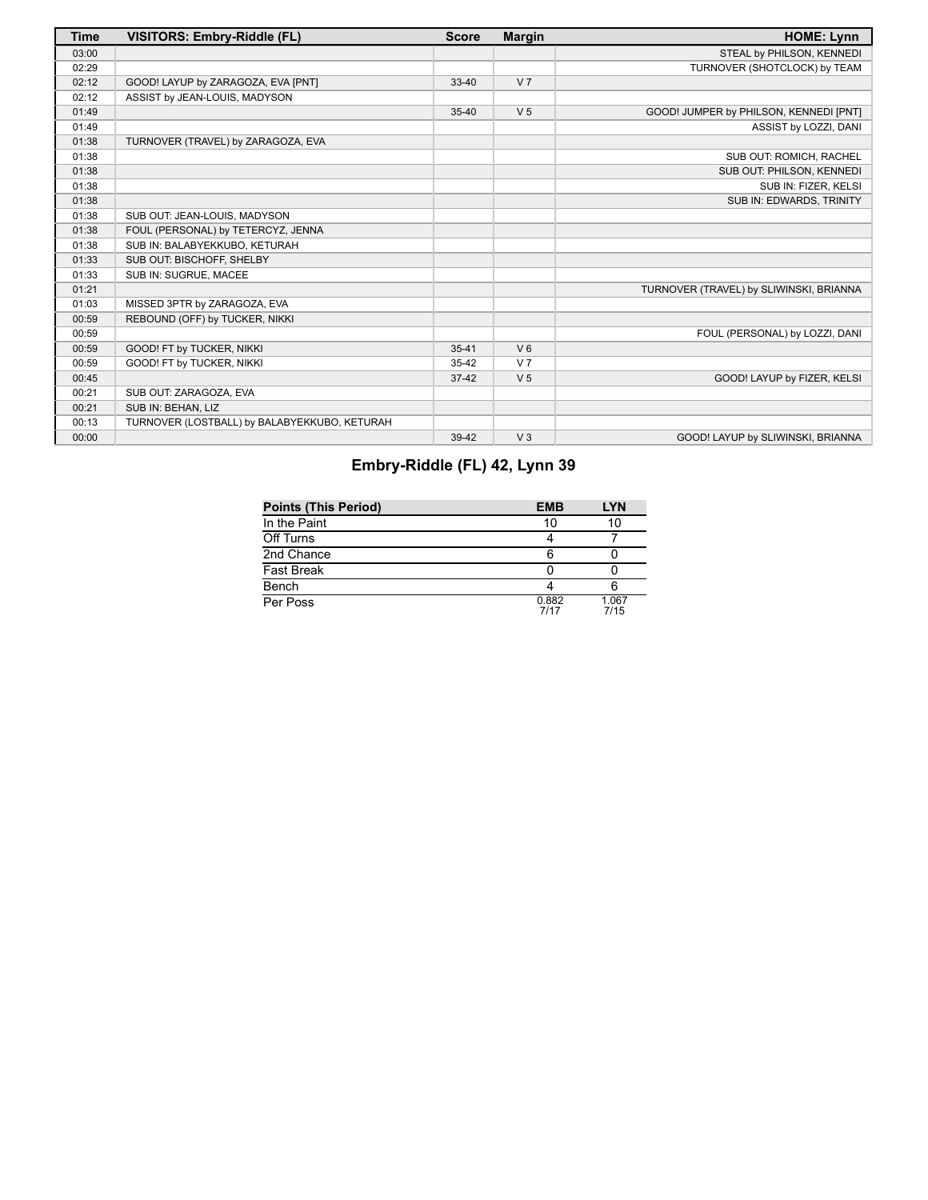| Time | VISITORS: Embry-Riddle (FL) | Score | Margin | HOME: Lynn |
|---|---|---|---|---|
| 03:00 | | | | STEAL by PHILSON, KENNEDI |
| 02:29 | | | | TURNOVER (SHOTCLOCK) by TEAM |
| 02:12 | GOOD! LAYUP by ZARAGOZA, EVA [PNT] | 33-40 | V 7 | |
| 02:12 | ASSIST by JEAN-LOUIS, MADYSON | | | |
| 01:49 | | 35-40 | V 5 | GOOD! JUMPER by PHILSON, KENNEDI [PNT] |
| 01:49 | | | | ASSIST by LOZZI, DANI |
| 01:38 | TURNOVER (TRAVEL) by ZARAGOZA, EVA | | | |
| 01:38 | | | | SUB OUT: ROMICH, RACHEL |
| 01:38 | | | | SUB OUT: PHILSON, KENNEDI |
| 01:38 | | | | SUB IN: FIZER, KELSI |
| 01:38 | | | | SUB IN: EDWARDS, TRINITY |
| 01:38 | SUB OUT: JEAN-LOUIS, MADYSON | | | |
| 01:38 | FOUL (PERSONAL) by TETERCYZ, JENNA | | | |
| 01:38 | SUB IN: BALABYEKKUBO, KETURAH | | | |
| 01:33 | SUB OUT: BISCHOFF, SHELBY | | | |
| 01:33 | SUB IN: SUGRUE, MACEE | | | |
| 01:21 | | | | TURNOVER (TRAVEL) by SLIWINSKI, BRIANNA |
| 01:03 | MISSED 3PTR by ZARAGOZA, EVA | | | |
| 00:59 | REBOUND (OFF) by TUCKER, NIKKI | | | |
| 00:59 | | | | FOUL (PERSONAL) by LOZZI, DANI |
| 00:59 | GOOD! FT by TUCKER, NIKKI | 35-41 | V 6 | |
| 00:59 | GOOD! FT by TUCKER, NIKKI | 35-42 | V 7 | |
| 00:45 | | 37-42 | V 5 | GOOD! LAYUP by FIZER, KELSI |
| 00:21 | SUB OUT: ZARAGOZA, EVA | | | |
| 00:21 | SUB IN: BEHAN, LIZ | | | |
| 00:13 | TURNOVER (LOSTBALL) by BALABYEKKUBO, KETURAH | | | |
| 00:00 | | 39-42 | V 3 | GOOD! LAYUP by SLIWINSKI, BRIANNA |

## Embry-Riddle (FL) 42, Lynn 39

| Points (This Period) | EMB | LYN |
|---|---|---|
| In the Paint | 10 | 10 |
| Off Turns | 4 | 7 |
| 2nd Chance | 6 | 0 |
| Fast Break | 0 | 0 |
| Bench | 4 | 6 |
| Per Poss | 0.882 7/17 | 1.067 7/15 |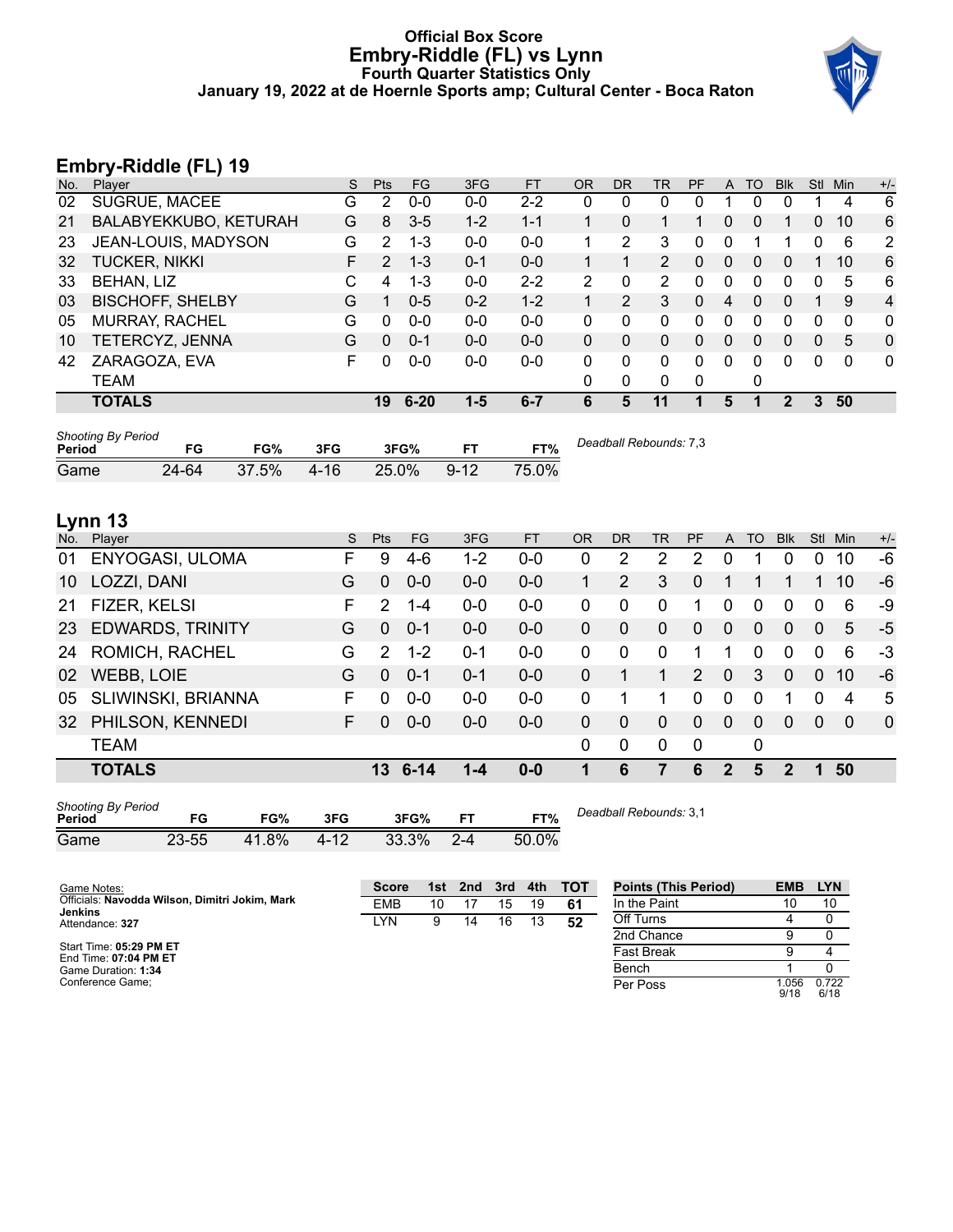# Official Box Score
# Embry-Riddle (FL) vs Lynn
## Fourth Quarter Statistics Only
### January 19, 2022 at de Hoernle Sports amp; Cultural Center - Boca Raton

## Embry-Riddle (FL) 19

| No. | Player | S | Pts | FG | 3FG | FT | OR | DR | TR | PF | A | TO | Blk | Stl | Min | +/- |
|---|---|---|---|---|---|---|---|---|---|---|---|---|---|---|---|---|
| 02 | SUGRUE, MACEE | G | 2 | 0-0 | 0-0 | 2-2 | 0 | 0 | 0 | 0 | 1 | 0 | 0 | 1 | 4 | 6 |
| 21 | BALABYEKKUBO, KETURAH | G | 8 | 3-5 | 1-2 | 1-1 | 1 | 0 | 1 | 1 | 0 | 0 | 1 | 0 | 10 | 6 |
| 23 | JEAN-LOUIS, MADYSON | G | 2 | 1-3 | 0-0 | 0-0 | 1 | 2 | 3 | 0 | 0 | 1 | 1 | 0 | 6 | 2 |
| 32 | TUCKER, NIKKI | F | 2 | 1-3 | 0-1 | 0-0 | 1 | 1 | 2 | 0 | 0 | 0 | 0 | 1 | 10 | 6 |
| 33 | BEHAN, LIZ | C | 4 | 1-3 | 0-0 | 2-2 | 2 | 0 | 2 | 0 | 0 | 0 | 0 | 0 | 5 | 6 |
| 03 | BISCHOFF, SHELBY | G | 1 | 0-5 | 0-2 | 1-2 | 1 | 2 | 3 | 0 | 4 | 0 | 0 | 1 | 9 | 4 |
| 05 | MURRAY, RACHEL | G | 0 | 0-0 | 0-0 | 0-0 | 0 | 0 | 0 | 0 | 0 | 0 | 0 | 0 | 0 | 0 |
| 10 | TETERCYZ, JENNA | G | 0 | 0-1 | 0-0 | 0-0 | 0 | 0 | 0 | 0 | 0 | 0 | 0 | 0 | 5 | 0 |
| 42 | ZARAGOZA, EVA | F | 0 | 0-0 | 0-0 | 0-0 | 0 | 0 | 0 | 0 | 0 | 0 | 0 | 0 | 0 | 0 |
| | TEAM | | | | | | 0 | 0 | 0 | 0 | | 0 | | | | |
| | **TOTALS** | | **19** | **6-20** | **1-5** | **6-7** | **6** | **5** | **11** | **1** | **5** | **1** | **2** | **3** | **50** | |

*Shooting By Period*

| Period | FG | FG% | 3FG | 3FG% | FT | FT% |
|---|---|---|---|---|---|---|
| Game | 24-64 | 37.5% | 4-16 | 25.0% | 9-12 | 75.0% |

*Deadball Rebounds:* 7,3

## Lynn 13

| No. | Player | S | Pts | FG | 3FG | FT | OR | DR | TR | PF | A | TO | Blk | Stl | Min | +/- |
|---|---|---|---|---|---|---|---|---|---|---|---|---|---|---|---|---|
| 01 | ENYOGASI, ULOMA | F | 9 | 4-6 | 1-2 | 0-0 | 0 | 2 | 2 | 2 | 0 | 1 | 0 | 0 | 10 | -6 |
| 10 | LOZZI, DANI | G | 0 | 0-0 | 0-0 | 0-0 | 1 | 2 | 3 | 0 | 1 | 1 | 1 | 1 | 10 | -6 |
| 21 | FIZER, KELSI | F | 2 | 1-4 | 0-0 | 0-0 | 0 | 0 | 0 | 1 | 0 | 0 | 0 | 0 | 6 | -9 |
| 23 | EDWARDS, TRINITY | G | 0 | 0-1 | 0-0 | 0-0 | 0 | 0 | 0 | 0 | 0 | 0 | 0 | 0 | 5 | -5 |
| 24 | ROMICH, RACHEL | G | 2 | 1-2 | 0-1 | 0-0 | 0 | 0 | 0 | 1 | 1 | 0 | 0 | 0 | 6 | -3 |
| 02 | WEBB, LOIE | G | 0 | 0-1 | 0-1 | 0-0 | 0 | 1 | 1 | 2 | 0 | 3 | 0 | 0 | 10 | -6 |
| 05 | SLIWINSKI, BRIANNA | F | 0 | 0-0 | 0-0 | 0-0 | 0 | 1 | 1 | 0 | 0 | 0 | 1 | 0 | 4 | 5 |
| 32 | PHILSON, KENNEDI | F | 0 | 0-0 | 0-0 | 0-0 | 0 | 0 | 0 | 0 | 0 | 0 | 0 | 0 | 0 | 0 |
| | TEAM | | | | | | 0 | 0 | 0 | 0 | | 0 | | | | |
| | **TOTALS** | | **13** | **6-14** | **1-4** | **0-0** | **1** | **6** | **7** | **6** | **2** | **5** | **2** | **1** | **50** | |

*Shooting By Period*

| Period | FG | FG% | 3FG | 3FG% | FT | FT% |
|---|---|---|---|---|---|---|
| Game | 23-55 | 41.8% | 4-12 | 33.3% | 2-4 | 50.0% |

*Deadball Rebounds:* 3,1

Game Notes:
Officials: **Navodda Wilson, Dimitri Jokim, Mark Jenkins**
Attendance: **327**

Start Time: **05:29 PM ET**
End Time: **07:04 PM ET**
Game Duration: **1:34**
Conference Game;

| Score | 1st | 2nd | 3rd | 4th | TOT |
|---|---|---|---|---|---|
| EMB | 10 | 17 | 15 | 19 | **61** |
| LYN | 9 | 14 | 16 | 13 | **52** |

| Points (This Period) | EMB | LYN |
|---|---|---|
| In the Paint | 10 | 10 |
| Off Turns | 4 | 0 |
| 2nd Chance | 9 | 0 |
| Fast Break | 9 | 4 |
| Bench | 1 | 0 |
| Per Poss | 1.056 9/18 | 0.722 6/18 |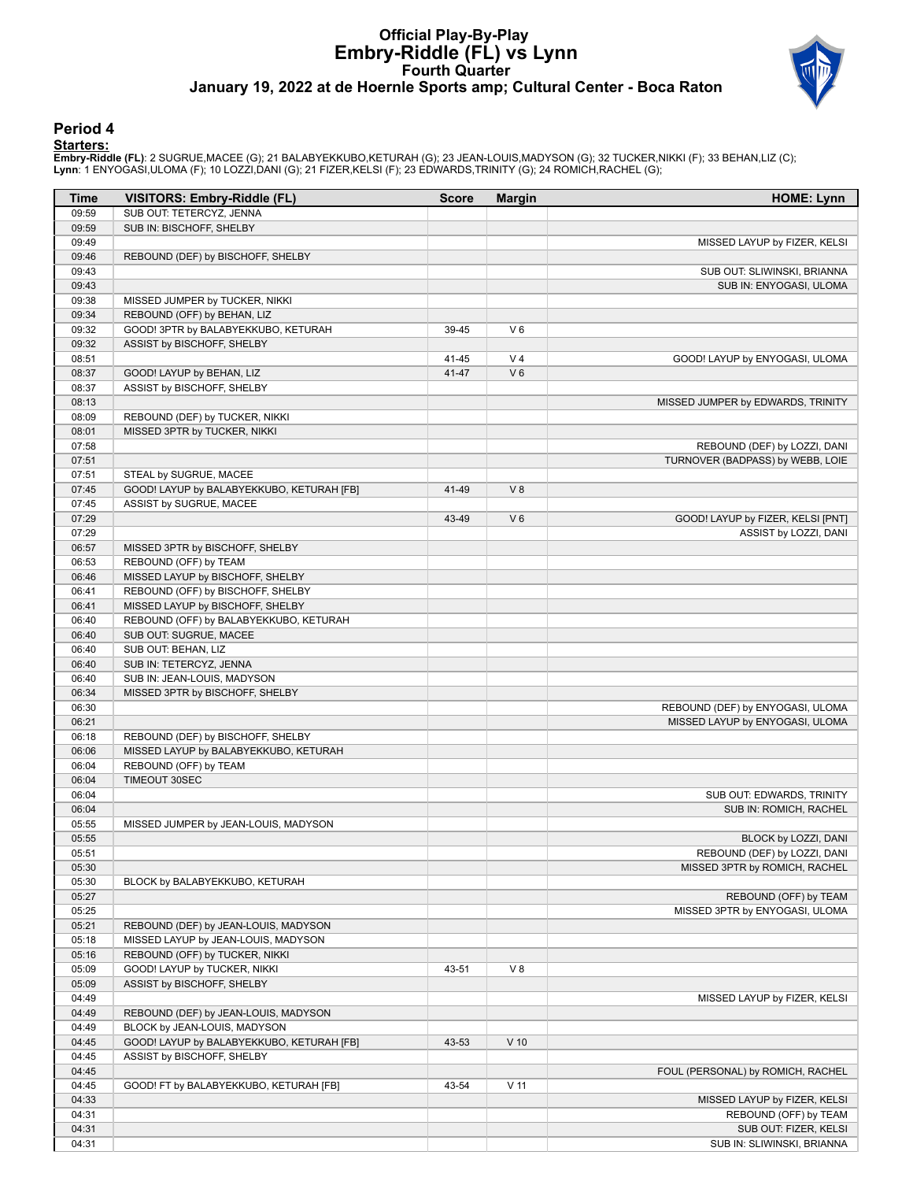# Official Play-By-Play
# Embry-Riddle (FL) vs Lynn
## Fourth Quarter
## January 19, 2022 at de Hoernle Sports amp; Cultural Center - Boca Raton

### Period 4

**Starters:**

**Embry-Riddle (FL)**: 2 SUGRUE,MACEE (G); 21 BALABYEKKUBO,KETURAH (G); 23 JEAN-LOUIS,MADYSON (G); 32 TUCKER,NIKKI (F); 33 BEHAN,LIZ (C);
**Lynn**: 1 ENYOGASI,ULOMA (F); 10 LOZZI,DANI (G); 21 FIZER,KELSI (F); 23 EDWARDS,TRINITY (G); 24 ROMICH,RACHEL (G);

| Time | VISITORS: Embry-Riddle (FL) | Score | Margin | HOME: Lynn |
|---|---|---|---|---|
| 09:59 | SUB OUT: TETERCYZ, JENNA | | | |
| 09:59 | SUB IN: BISCHOFF, SHELBY | | | |
| 09:49 | | | | MISSED LAYUP by FIZER, KELSI |
| 09:46 | REBOUND (DEF) by BISCHOFF, SHELBY | | | |
| 09:43 | | | | SUB OUT: SLIWINSKI, BRIANNA |
| 09:43 | | | | SUB IN: ENYOGASI, ULOMA |
| 09:38 | MISSED JUMPER by TUCKER, NIKKI | | | |
| 09:34 | REBOUND (OFF) by BEHAN, LIZ | | | |
| 09:32 | GOOD! 3PTR by BALABYEKKUBO, KETURAH | 39-45 | V 6 | |
| 09:32 | ASSIST by BISCHOFF, SHELBY | | | |
| 08:51 | | 41-45 | V 4 | GOOD! LAYUP by ENYOGASI, ULOMA |
| 08:37 | GOOD! LAYUP by BEHAN, LIZ | 41-47 | V 6 | |
| 08:37 | ASSIST by BISCHOFF, SHELBY | | | |
| 08:13 | | | | MISSED JUMPER by EDWARDS, TRINITY |
| 08:09 | REBOUND (DEF) by TUCKER, NIKKI | | | |
| 08:01 | MISSED 3PTR by TUCKER, NIKKI | | | |
| 07:58 | | | | REBOUND (DEF) by LOZZI, DANI |
| 07:51 | | | | TURNOVER (BADPASS) by WEBB, LOIE |
| 07:51 | STEAL by SUGRUE, MACEE | | | |
| 07:45 | GOOD! LAYUP by BALABYEKKUBO, KETURAH [FB] | 41-49 | V 8 | |
| 07:45 | ASSIST by SUGRUE, MACEE | | | |
| 07:29 | | 43-49 | V 6 | GOOD! LAYUP by FIZER, KELSI [PNT] |
| 07:29 | | | | ASSIST by LOZZI, DANI |
| 06:57 | MISSED 3PTR by BISCHOFF, SHELBY | | | |
| 06:53 | REBOUND (OFF) by TEAM | | | |
| 06:46 | MISSED LAYUP by BISCHOFF, SHELBY | | | |
| 06:41 | REBOUND (OFF) by BISCHOFF, SHELBY | | | |
| 06:41 | MISSED LAYUP by BISCHOFF, SHELBY | | | |
| 06:40 | REBOUND (OFF) by BALABYEKKUBO, KETURAH | | | |
| 06:40 | SUB OUT: SUGRUE, MACEE | | | |
| 06:40 | SUB OUT: BEHAN, LIZ | | | |
| 06:40 | SUB IN: TETERCYZ, JENNA | | | |
| 06:40 | SUB IN: JEAN-LOUIS, MADYSON | | | |
| 06:34 | MISSED 3PTR by BISCHOFF, SHELBY | | | |
| 06:30 | | | | REBOUND (DEF) by ENYOGASI, ULOMA |
| 06:21 | | | | MISSED LAYUP by ENYOGASI, ULOMA |
| 06:18 | REBOUND (DEF) by BISCHOFF, SHELBY | | | |
| 06:06 | MISSED LAYUP by BALABYEKKUBO, KETURAH | | | |
| 06:04 | REBOUND (OFF) by TEAM | | | |
| 06:04 | TIMEOUT 30SEC | | | |
| 06:04 | | | | SUB OUT: EDWARDS, TRINITY |
| 06:04 | | | | SUB IN: ROMICH, RACHEL |
| 05:55 | MISSED JUMPER by JEAN-LOUIS, MADYSON | | | |
| 05:55 | | | | BLOCK by LOZZI, DANI |
| 05:51 | | | | REBOUND (DEF) by LOZZI, DANI |
| 05:30 | | | | MISSED 3PTR by ROMICH, RACHEL |
| 05:30 | BLOCK by BALABYEKKUBO, KETURAH | | | |
| 05:27 | | | | REBOUND (OFF) by TEAM |
| 05:25 | | | | MISSED 3PTR by ENYOGASI, ULOMA |
| 05:21 | REBOUND (DEF) by JEAN-LOUIS, MADYSON | | | |
| 05:18 | MISSED LAYUP by JEAN-LOUIS, MADYSON | | | |
| 05:16 | REBOUND (OFF) by TUCKER, NIKKI | | | |
| 05:09 | GOOD! LAYUP by TUCKER, NIKKI | 43-51 | V 8 | |
| 05:09 | ASSIST by BISCHOFF, SHELBY | | | |
| 04:49 | | | | MISSED LAYUP by FIZER, KELSI |
| 04:49 | REBOUND (DEF) by JEAN-LOUIS, MADYSON | | | |
| 04:49 | BLOCK by JEAN-LOUIS, MADYSON | | | |
| 04:45 | GOOD! LAYUP by BALABYEKKUBO, KETURAH [FB] | 43-53 | V 10 | |
| 04:45 | ASSIST by BISCHOFF, SHELBY | | | |
| 04:45 | | | | FOUL (PERSONAL) by ROMICH, RACHEL |
| 04:45 | GOOD! FT by BALABYEKKUBO, KETURAH [FB] | 43-54 | V 11 | |
| 04:33 | | | | MISSED LAYUP by FIZER, KELSI |
| 04:31 | | | | REBOUND (OFF) by TEAM |
| 04:31 | | | | SUB OUT: FIZER, KELSI |
| 04:31 | | | | SUB IN: SLIWINSKI, BRIANNA |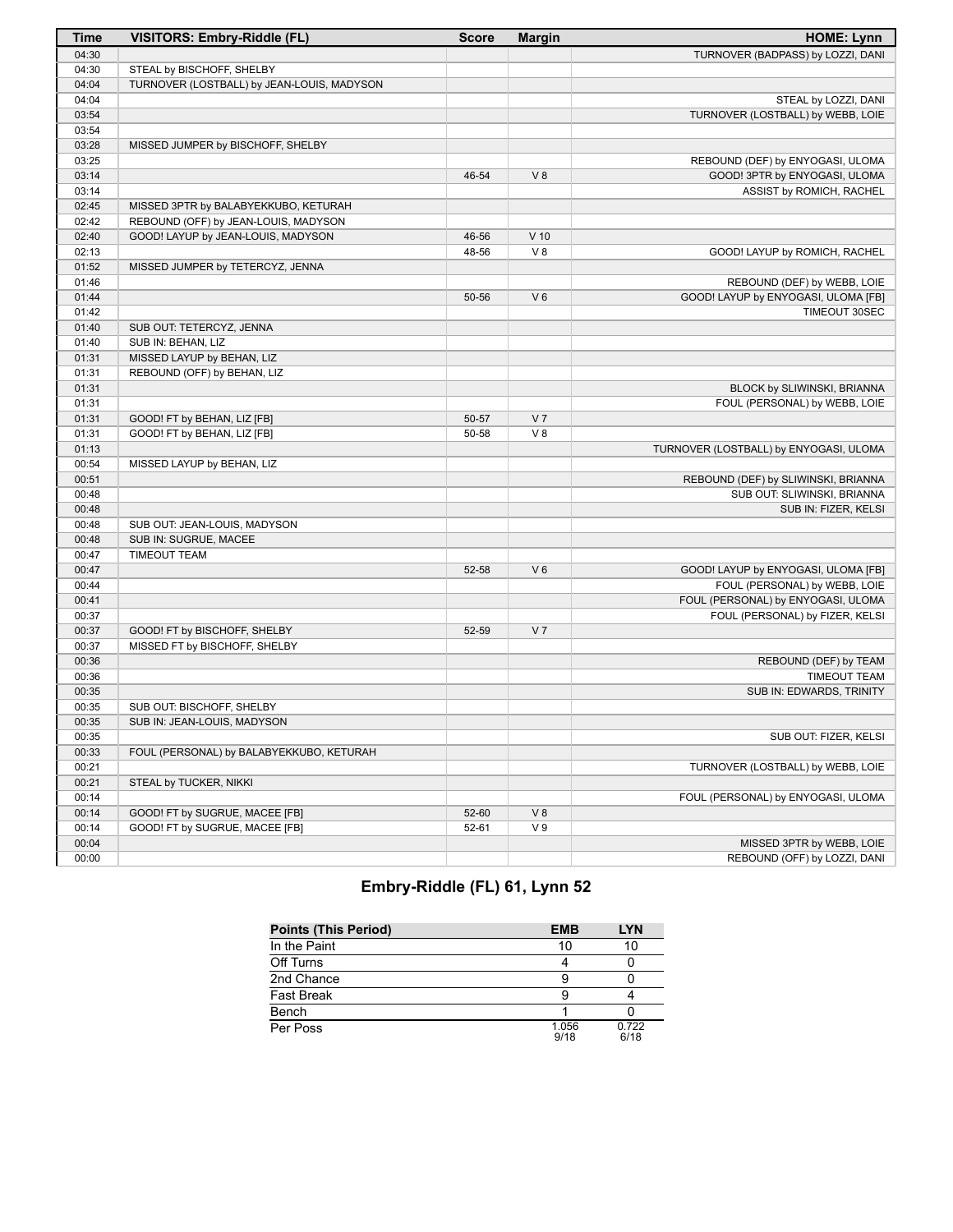| Time | VISITORS: Embry-Riddle (FL) | Score | Margin | HOME: Lynn |
|---|---|---|---|---|
| 04:30 | | | | TURNOVER (BADPASS) by LOZZI, DANI |
| 04:30 | STEAL by BISCHOFF, SHELBY | | | |
| 04:04 | TURNOVER (LOSTBALL) by JEAN-LOUIS, MADYSON | | | |
| 04:04 | | | | STEAL by LOZZI, DANI |
| 03:54 | | | | TURNOVER (LOSTBALL) by WEBB, LOIE |
| 03:54 | | | | |
| 03:28 | MISSED JUMPER by BISCHOFF, SHELBY | | | |
| 03:25 | | | | REBOUND (DEF) by ENYOGASI, ULOMA |
| 03:14 | | 46-54 | V 8 | GOOD! 3PTR by ENYOGASI, ULOMA |
| 03:14 | | | | ASSIST by ROMICH, RACHEL |
| 02:45 | MISSED 3PTR by BALABYEKKUBO, KETURAH | | | |
| 02:42 | REBOUND (OFF) by JEAN-LOUIS, MADYSON | | | |
| 02:40 | GOOD! LAYUP by JEAN-LOUIS, MADYSON | 46-56 | V 10 | |
| 02:13 | | 48-56 | V 8 | GOOD! LAYUP by ROMICH, RACHEL |
| 01:52 | MISSED JUMPER by TETERCYZ, JENNA | | | |
| 01:46 | | | | REBOUND (DEF) by WEBB, LOIE |
| 01:44 | | 50-56 | V 6 | GOOD! LAYUP by ENYOGASI, ULOMA [FB] |
| 01:42 | | | | TIMEOUT 30SEC |
| 01:40 | SUB OUT: TETERCYZ, JENNA | | | |
| 01:40 | SUB IN: BEHAN, LIZ | | | |
| 01:31 | MISSED LAYUP by BEHAN, LIZ | | | |
| 01:31 | REBOUND (OFF) by BEHAN, LIZ | | | |
| 01:31 | | | | BLOCK by SLIWINSKI, BRIANNA |
| 01:31 | | | | FOUL (PERSONAL) by WEBB, LOIE |
| 01:31 | GOOD! FT by BEHAN, LIZ [FB] | 50-57 | V 7 | |
| 01:31 | GOOD! FT by BEHAN, LIZ [FB] | 50-58 | V 8 | |
| 01:13 | | | | TURNOVER (LOSTBALL) by ENYOGASI, ULOMA |
| 00:54 | MISSED LAYUP by BEHAN, LIZ | | | |
| 00:51 | | | | REBOUND (DEF) by SLIWINSKI, BRIANNA |
| 00:48 | | | | SUB OUT: SLIWINSKI, BRIANNA |
| 00:48 | | | | SUB IN: FIZER, KELSI |
| 00:48 | SUB OUT: JEAN-LOUIS, MADYSON | | | |
| 00:48 | SUB IN: SUGRUE, MACEE | | | |
| 00:47 | TIMEOUT TEAM | | | |
| 00:47 | | 52-58 | V 6 | GOOD! LAYUP by ENYOGASI, ULOMA [FB] |
| 00:44 | | | | FOUL (PERSONAL) by WEBB, LOIE |
| 00:41 | | | | FOUL (PERSONAL) by ENYOGASI, ULOMA |
| 00:37 | | | | FOUL (PERSONAL) by FIZER, KELSI |
| 00:37 | GOOD! FT by BISCHOFF, SHELBY | 52-59 | V 7 | |
| 00:37 | MISSED FT by BISCHOFF, SHELBY | | | |
| 00:36 | | | | REBOUND (DEF) by TEAM |
| 00:36 | | | | TIMEOUT TEAM |
| 00:35 | | | | SUB IN: EDWARDS, TRINITY |
| 00:35 | SUB OUT: BISCHOFF, SHELBY | | | |
| 00:35 | SUB IN: JEAN-LOUIS, MADYSON | | | |
| 00:35 | | | | SUB OUT: FIZER, KELSI |
| 00:33 | FOUL (PERSONAL) by BALABYEKKUBO, KETURAH | | | |
| 00:21 | | | | TURNOVER (LOSTBALL) by WEBB, LOIE |
| 00:21 | STEAL by TUCKER, NIKKI | | | |
| 00:14 | | | | FOUL (PERSONAL) by ENYOGASI, ULOMA |
| 00:14 | GOOD! FT by SUGRUE, MACEE [FB] | 52-60 | V 8 | |
| 00:14 | GOOD! FT by SUGRUE, MACEE [FB] | 52-61 | V 9 | |
| 00:04 | | | | MISSED 3PTR by WEBB, LOIE |
| 00:00 | | | | REBOUND (OFF) by LOZZI, DANI |

## Embry-Riddle (FL) 61, Lynn 52

| Points (This Period) | EMB | LYN |
|---|---|---|
| In the Paint | 10 | 10 |
| Off Turns | 4 | 0 |
| 2nd Chance | 9 | 0 |
| Fast Break | 9 | 4 |
| Bench | 1 | 0 |
| Per Poss | 1.056 9/18 | 0.722 6/18 |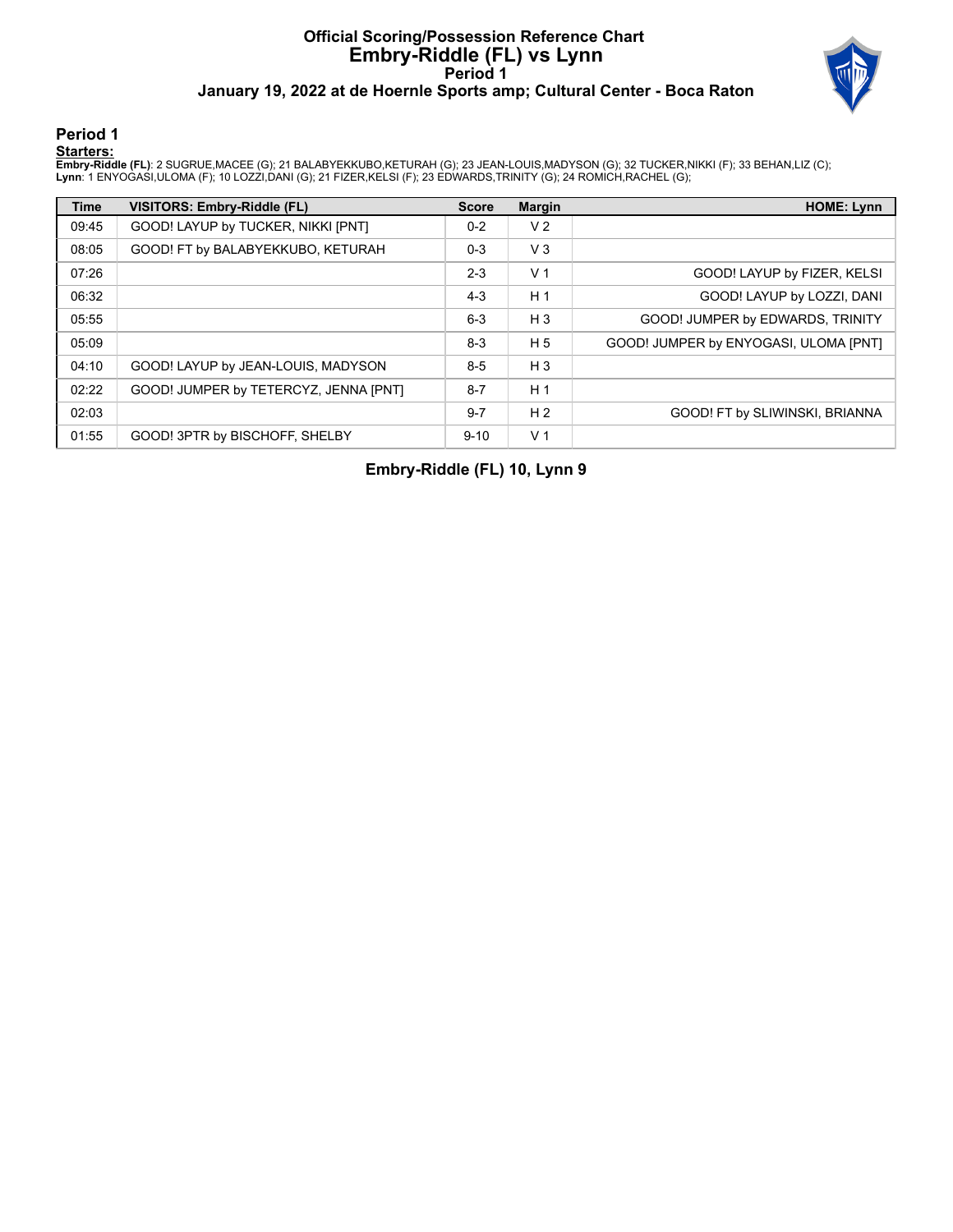# Official Scoring/Possession Reference Chart
# Embry-Riddle (FL) vs Lynn
## Period 1
### January 19, 2022 at de Hoernle Sports amp; Cultural Center - Boca Raton

## Period 1

**Starters:**

**Embry-Riddle (FL)**: 2 SUGRUE,MACEE (G); 21 BALABYEKKUBO,KETURAH (G); 23 JEAN-LOUIS,MADYSON (G); 32 TUCKER,NIKKI (F); 33 BEHAN,LIZ (C);
**Lynn**: 1 ENYOGASI,ULOMA (F); 10 LOZZI,DANI (G); 21 FIZER,KELSI (F); 23 EDWARDS,TRINITY (G); 24 ROMICH,RACHEL (G);

| Time | VISITORS: Embry-Riddle (FL) | Score | Margin | HOME: Lynn |
|---|---|---|---|---|
| 09:45 | GOOD! LAYUP by TUCKER, NIKKI [PNT] | 0-2 | V 2 | |
| 08:05 | GOOD! FT by BALABYEKKUBO, KETURAH | 0-3 | V 3 | |
| 07:26 | | 2-3 | V 1 | GOOD! LAYUP by FIZER, KELSI |
| 06:32 | | 4-3 | H 1 | GOOD! LAYUP by LOZZI, DANI |
| 05:55 | | 6-3 | H 3 | GOOD! JUMPER by EDWARDS, TRINITY |
| 05:09 | | 8-3 | H 5 | GOOD! JUMPER by ENYOGASI, ULOMA [PNT] |
| 04:10 | GOOD! LAYUP by JEAN-LOUIS, MADYSON | 8-5 | H 3 | |
| 02:22 | GOOD! JUMPER by TETERCYZ, JENNA [PNT] | 8-7 | H 1 | |
| 02:03 | | 9-7 | H 2 | GOOD! FT by SLIWINSKI, BRIANNA |
| 01:55 | GOOD! 3PTR by BISCHOFF, SHELBY | 9-10 | V 1 | |

**Embry-Riddle (FL) 10, Lynn 9**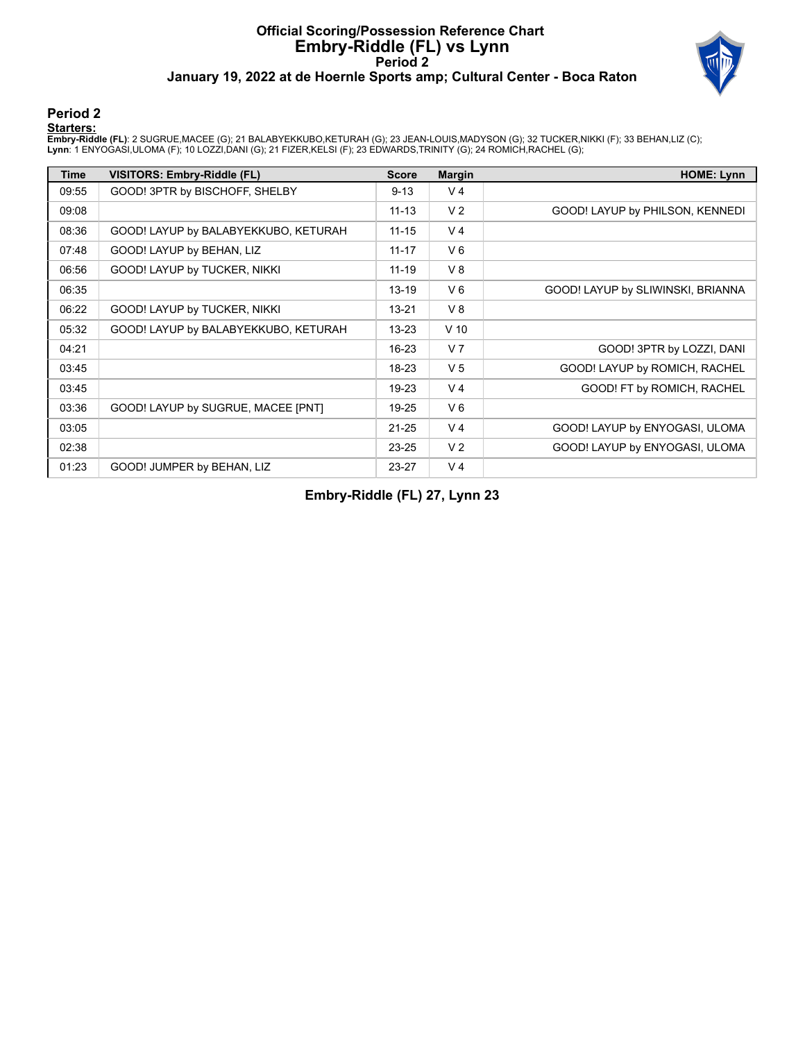# Official Scoring/Possession Reference Chart
# Embry-Riddle (FL) vs Lynn
## Period 2
### January 19, 2022 at de Hoernle Sports amp; Cultural Center - Boca Raton

## Period 2

**Starters:**

**Embry-Riddle (FL)**: 2 SUGRUE,MACEE (G); 21 BALABYEKKUBO,KETURAH (G); 23 JEAN-LOUIS,MADYSON (G); 32 TUCKER,NIKKI (F); 33 BEHAN,LIZ (C);
**Lynn**: 1 ENYOGASI,ULOMA (F); 10 LOZZI,DANI (G); 21 FIZER,KELSI (F); 23 EDWARDS,TRINITY (G); 24 ROMICH,RACHEL (G);

| Time | VISITORS: Embry-Riddle (FL) | Score | Margin | HOME: Lynn |
|---|---|---|---|---|
| 09:55 | GOOD! 3PTR by BISCHOFF, SHELBY | 9-13 | V 4 | |
| 09:08 | | 11-13 | V 2 | GOOD! LAYUP by PHILSON, KENNEDI |
| 08:36 | GOOD! LAYUP by BALABYEKKUBO, KETURAH | 11-15 | V 4 | |
| 07:48 | GOOD! LAYUP by BEHAN, LIZ | 11-17 | V 6 | |
| 06:56 | GOOD! LAYUP by TUCKER, NIKKI | 11-19 | V 8 | |
| 06:35 | | 13-19 | V 6 | GOOD! LAYUP by SLIWINSKI, BRIANNA |
| 06:22 | GOOD! LAYUP by TUCKER, NIKKI | 13-21 | V 8 | |
| 05:32 | GOOD! LAYUP by BALABYEKKUBO, KETURAH | 13-23 | V 10 | |
| 04:21 | | 16-23 | V 7 | GOOD! 3PTR by LOZZI, DANI |
| 03:45 | | 18-23 | V 5 | GOOD! LAYUP by ROMICH, RACHEL |
| 03:45 | | 19-23 | V 4 | GOOD! FT by ROMICH, RACHEL |
| 03:36 | GOOD! LAYUP by SUGRUE, MACEE [PNT] | 19-25 | V 6 | |
| 03:05 | | 21-25 | V 4 | GOOD! LAYUP by ENYOGASI, ULOMA |
| 02:38 | | 23-25 | V 2 | GOOD! LAYUP by ENYOGASI, ULOMA |
| 01:23 | GOOD! JUMPER by BEHAN, LIZ | 23-27 | V 4 | |

**Embry-Riddle (FL) 27, Lynn 23**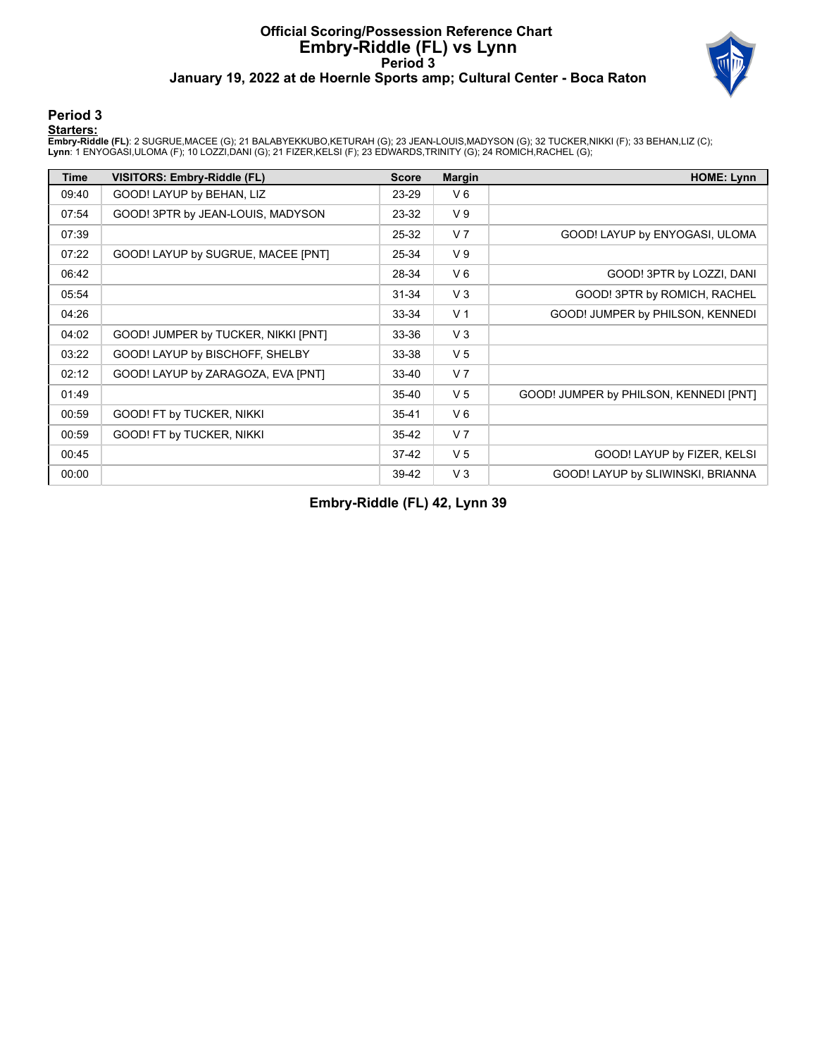# Official Scoring/Possession Reference Chart
# Embry-Riddle (FL) vs Lynn
## Period 3
### January 19, 2022 at de Hoernle Sports amp; Cultural Center - Boca Raton

## Period 3

**Starters:**

**Embry-Riddle (FL)**: 2 SUGRUE,MACEE (G); 21 BALABYEKKUBO,KETURAH (G); 23 JEAN-LOUIS,MADYSON (G); 32 TUCKER,NIKKI (F); 33 BEHAN,LIZ (C);
**Lynn**: 1 ENYOGASI,ULOMA (F); 10 LOZZI,DANI (G); 21 FIZER,KELSI (F); 23 EDWARDS,TRINITY (G); 24 ROMICH,RACHEL (G);

| Time | VISITORS: Embry-Riddle (FL) | Score | Margin | HOME: Lynn |
|---|---|---|---|---|
| 09:40 | GOOD! LAYUP by BEHAN, LIZ | 23-29 | V 6 | |
| 07:54 | GOOD! 3PTR by JEAN-LOUIS, MADYSON | 23-32 | V 9 | |
| 07:39 | | 25-32 | V 7 | GOOD! LAYUP by ENYOGASI, ULOMA |
| 07:22 | GOOD! LAYUP by SUGRUE, MACEE [PNT] | 25-34 | V 9 | |
| 06:42 | | 28-34 | V 6 | GOOD! 3PTR by LOZZI, DANI |
| 05:54 | | 31-34 | V 3 | GOOD! 3PTR by ROMICH, RACHEL |
| 04:26 | | 33-34 | V 1 | GOOD! JUMPER by PHILSON, KENNEDI |
| 04:02 | GOOD! JUMPER by TUCKER, NIKKI [PNT] | 33-36 | V 3 | |
| 03:22 | GOOD! LAYUP by BISCHOFF, SHELBY | 33-38 | V 5 | |
| 02:12 | GOOD! LAYUP by ZARAGOZA, EVA [PNT] | 33-40 | V 7 | |
| 01:49 | | 35-40 | V 5 | GOOD! JUMPER by PHILSON, KENNEDI [PNT] |
| 00:59 | GOOD! FT by TUCKER, NIKKI | 35-41 | V 6 | |
| 00:59 | GOOD! FT by TUCKER, NIKKI | 35-42 | V 7 | |
| 00:45 | | 37-42 | V 5 | GOOD! LAYUP by FIZER, KELSI |
| 00:00 | | 39-42 | V 3 | GOOD! LAYUP by SLIWINSKI, BRIANNA |

**Embry-Riddle (FL) 42, Lynn 39**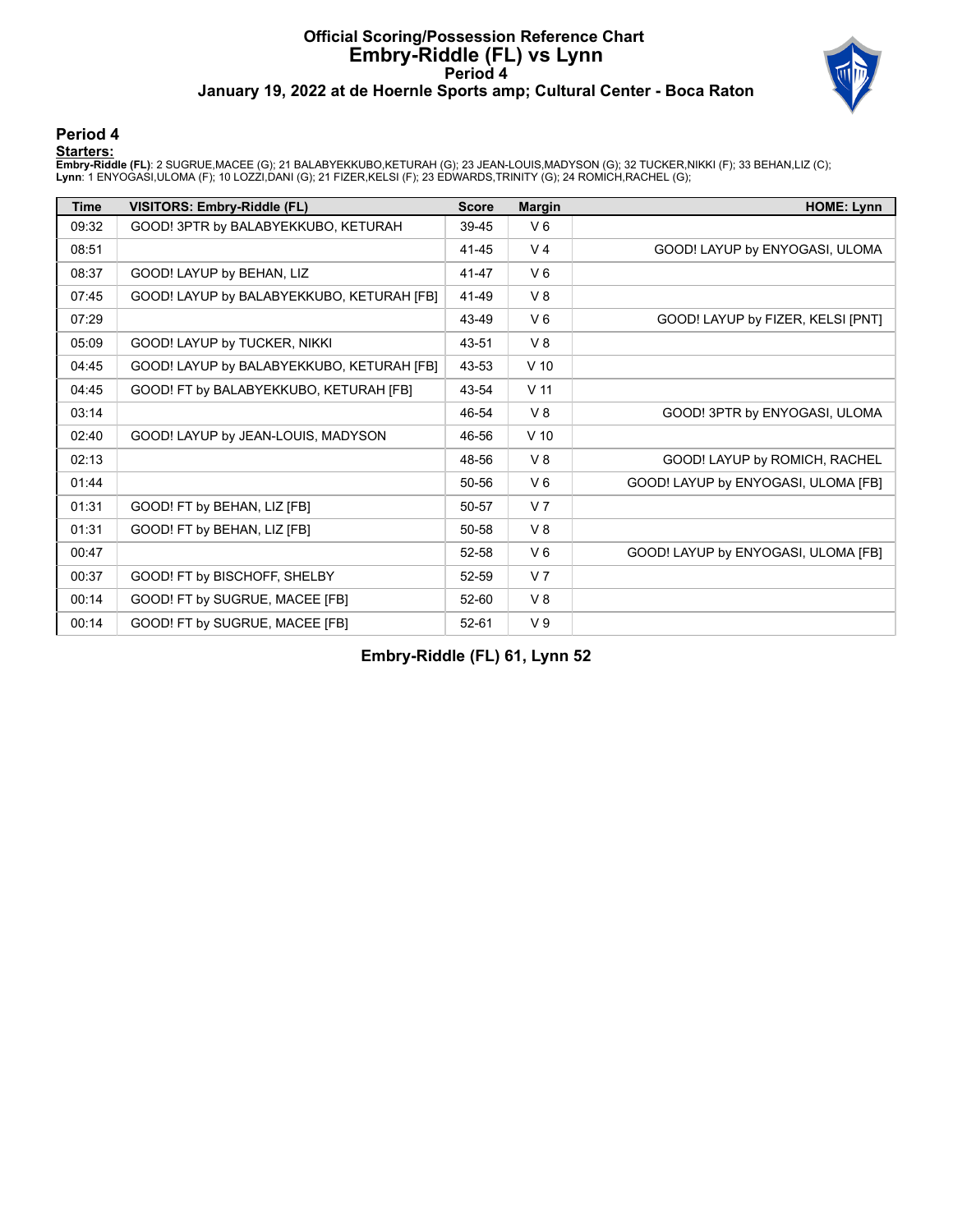# Official Scoring/Possession Reference Chart
# Embry-Riddle (FL) vs Lynn
## Period 4
### January 19, 2022 at de Hoernle Sports amp; Cultural Center - Boca Raton

### Period 4

**Starters:**

**Embry-Riddle (FL)**: 2 SUGRUE,MACEE (G); 21 BALABYEKKUBO,KETURAH (G); 23 JEAN-LOUIS,MADYSON (G); 32 TUCKER,NIKKI (F); 33 BEHAN,LIZ (C);
**Lynn**: 1 ENYOGASI,ULOMA (F); 10 LOZZI,DANI (G); 21 FIZER,KELSI (F); 23 EDWARDS,TRINITY (G); 24 ROMICH,RACHEL (G);

| Time | VISITORS: Embry-Riddle (FL) | Score | Margin | HOME: Lynn |
|---|---|---|---|---|
| 09:32 | GOOD! 3PTR by BALABYEKKUBO, KETURAH | 39-45 | V 6 | |
| 08:51 | | 41-45 | V 4 | GOOD! LAYUP by ENYOGASI, ULOMA |
| 08:37 | GOOD! LAYUP by BEHAN, LIZ | 41-47 | V 6 | |
| 07:45 | GOOD! LAYUP by BALABYEKKUBO, KETURAH [FB] | 41-49 | V 8 | |
| 07:29 | | 43-49 | V 6 | GOOD! LAYUP by FIZER, KELSI [PNT] |
| 05:09 | GOOD! LAYUP by TUCKER, NIKKI | 43-51 | V 8 | |
| 04:45 | GOOD! LAYUP by BALABYEKKUBO, KETURAH [FB] | 43-53 | V 10 | |
| 04:45 | GOOD! FT by BALABYEKKUBO, KETURAH [FB] | 43-54 | V 11 | |
| 03:14 | | 46-54 | V 8 | GOOD! 3PTR by ENYOGASI, ULOMA |
| 02:40 | GOOD! LAYUP by JEAN-LOUIS, MADYSON | 46-56 | V 10 | |
| 02:13 | | 48-56 | V 8 | GOOD! LAYUP by ROMICH, RACHEL |
| 01:44 | | 50-56 | V 6 | GOOD! LAYUP by ENYOGASI, ULOMA [FB] |
| 01:31 | GOOD! FT by BEHAN, LIZ [FB] | 50-57 | V 7 | |
| 01:31 | GOOD! FT by BEHAN, LIZ [FB] | 50-58 | V 8 | |
| 00:47 | | 52-58 | V 6 | GOOD! LAYUP by ENYOGASI, ULOMA [FB] |
| 00:37 | GOOD! FT by BISCHOFF, SHELBY | 52-59 | V 7 | |
| 00:14 | GOOD! FT by SUGRUE, MACEE [FB] | 52-60 | V 8 | |
| 00:14 | GOOD! FT by SUGRUE, MACEE [FB] | 52-61 | V 9 | |

**Embry-Riddle (FL) 61, Lynn 52**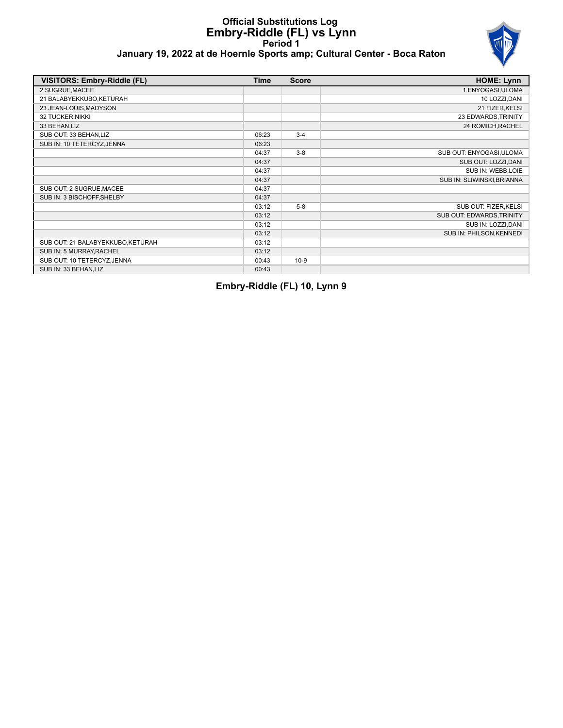# Official Substitutions Log
## Embry-Riddle (FL) vs Lynn
### Period 1
### January 19, 2022 at de Hoernle Sports amp; Cultural Center - Boca Raton

| VISITORS: Embry-Riddle (FL) | Time | Score | HOME: Lynn |
|---|---|---|---|
| 2 SUGRUE,MACEE | | | 1 ENYOGASI,ULOMA |
| 21 BALABYEKKUBO,KETURAH | | | 10 LOZZI,DANI |
| 23 JEAN-LOUIS,MADYSON | | | 21 FIZER,KELSI |
| 32 TUCKER,NIKKI | | | 23 EDWARDS,TRINITY |
| 33 BEHAN,LIZ | | | 24 ROMICH,RACHEL |
| SUB OUT: 33 BEHAN,LIZ | 06:23 | 3-4 | |
| SUB IN: 10 TETERCYZ,JENNA | 06:23 | | |
| | 04:37 | 3-8 | SUB OUT: ENYOGASI,ULOMA |
| | 04:37 | | SUB OUT: LOZZI,DANI |
| | 04:37 | | SUB IN: WEBB,LOIE |
| | 04:37 | | SUB IN: SLIWINSKI,BRIANNA |
| SUB OUT: 2 SUGRUE,MACEE | 04:37 | | |
| SUB IN: 3 BISCHOFF,SHELBY | 04:37 | | |
| | 03:12 | 5-8 | SUB OUT: FIZER,KELSI |
| | 03:12 | | SUB OUT: EDWARDS,TRINITY |
| | 03:12 | | SUB IN: LOZZI,DANI |
| | 03:12 | | SUB IN: PHILSON,KENNEDI |
| SUB OUT: 21 BALABYEKKUBO,KETURAH | 03:12 | | |
| SUB IN: 5 MURRAY,RACHEL | 03:12 | | |
| SUB OUT: 10 TETERCYZ,JENNA | 00:43 | 10-9 | |
| SUB IN: 33 BEHAN,LIZ | 00:43 | | |

**Embry-Riddle (FL) 10, Lynn 9**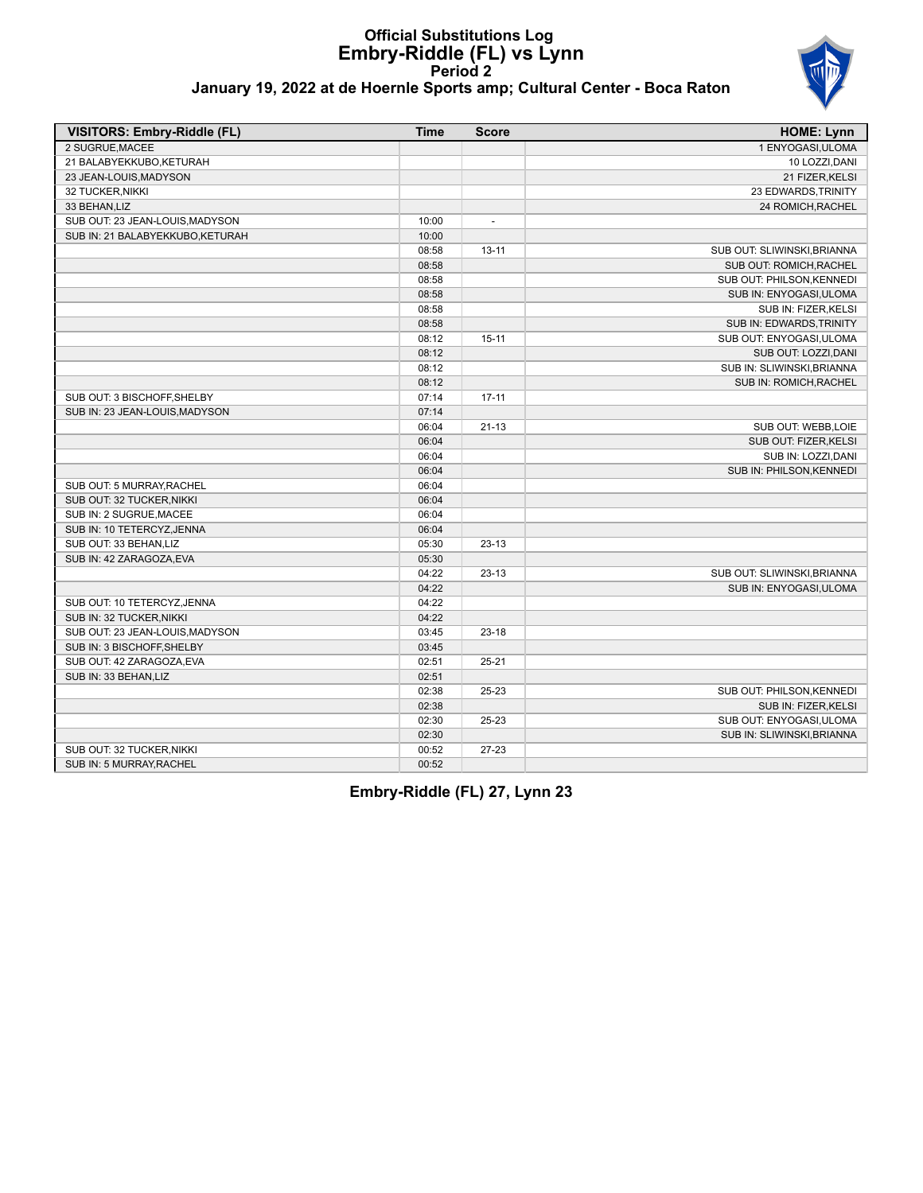# Official Substitutions Log
## Embry-Riddle (FL) vs Lynn
### Period 2
### January 19, 2022 at de Hoernle Sports amp; Cultural Center - Boca Raton

| VISITORS: Embry-Riddle (FL) | Time | Score | HOME: Lynn |
|---|---|---|---|
| 2 SUGRUE,MACEE | | | 1 ENYOGASI,ULOMA |
| 21 BALABYEKKUBO,KETURAH | | | 10 LOZZI,DANI |
| 23 JEAN-LOUIS,MADYSON | | | 21 FIZER,KELSI |
| 32 TUCKER,NIKKI | | | 23 EDWARDS,TRINITY |
| 33 BEHAN,LIZ | | | 24 ROMICH,RACHEL |
| SUB OUT: 23 JEAN-LOUIS,MADYSON | 10:00 | - | |
| SUB IN: 21 BALABYEKKUBO,KETURAH | 10:00 | | |
| | 08:58 | 13-11 | SUB OUT: SLIWINSKI,BRIANNA |
| | 08:58 | | SUB OUT: ROMICH,RACHEL |
| | 08:58 | | SUB OUT: PHILSON,KENNEDI |
| | 08:58 | | SUB IN: ENYOGASI,ULOMA |
| | 08:58 | | SUB IN: FIZER,KELSI |
| | 08:58 | | SUB IN: EDWARDS,TRINITY |
| | 08:12 | 15-11 | SUB OUT: ENYOGASI,ULOMA |
| | 08:12 | | SUB OUT: LOZZI,DANI |
| | 08:12 | | SUB IN: SLIWINSKI,BRIANNA |
| | 08:12 | | SUB IN: ROMICH,RACHEL |
| SUB OUT: 3 BISCHOFF,SHELBY | 07:14 | 17-11 | |
| SUB IN: 23 JEAN-LOUIS,MADYSON | 07:14 | | |
| | 06:04 | 21-13 | SUB OUT: WEBB,LOIE |
| | 06:04 | | SUB OUT: FIZER,KELSI |
| | 06:04 | | SUB IN: LOZZI,DANI |
| | 06:04 | | SUB IN: PHILSON,KENNEDI |
| SUB OUT: 5 MURRAY,RACHEL | 06:04 | | |
| SUB OUT: 32 TUCKER,NIKKI | 06:04 | | |
| SUB IN: 2 SUGRUE,MACEE | 06:04 | | |
| SUB IN: 10 TETERCYZ,JENNA | 06:04 | | |
| SUB OUT: 33 BEHAN,LIZ | 05:30 | 23-13 | |
| SUB IN: 42 ZARAGOZA,EVA | 05:30 | | |
| | 04:22 | 23-13 | SUB OUT: SLIWINSKI,BRIANNA |
| | 04:22 | | SUB IN: ENYOGASI,ULOMA |
| SUB OUT: 10 TETERCYZ,JENNA | 04:22 | | |
| SUB IN: 32 TUCKER,NIKKI | 04:22 | | |
| SUB OUT: 23 JEAN-LOUIS,MADYSON | 03:45 | 23-18 | |
| SUB IN: 3 BISCHOFF,SHELBY | 03:45 | | |
| SUB OUT: 42 ZARAGOZA,EVA | 02:51 | 25-21 | |
| SUB IN: 33 BEHAN,LIZ | 02:51 | | |
| | 02:38 | 25-23 | SUB OUT: PHILSON,KENNEDI |
| | 02:38 | | SUB IN: FIZER,KELSI |
| | 02:30 | 25-23 | SUB OUT: ENYOGASI,ULOMA |
| | 02:30 | | SUB IN: SLIWINSKI,BRIANNA |
| SUB OUT: 32 TUCKER,NIKKI | 00:52 | 27-23 | |
| SUB IN: 5 MURRAY,RACHEL | 00:52 | | |

**Embry-Riddle (FL) 27, Lynn 23**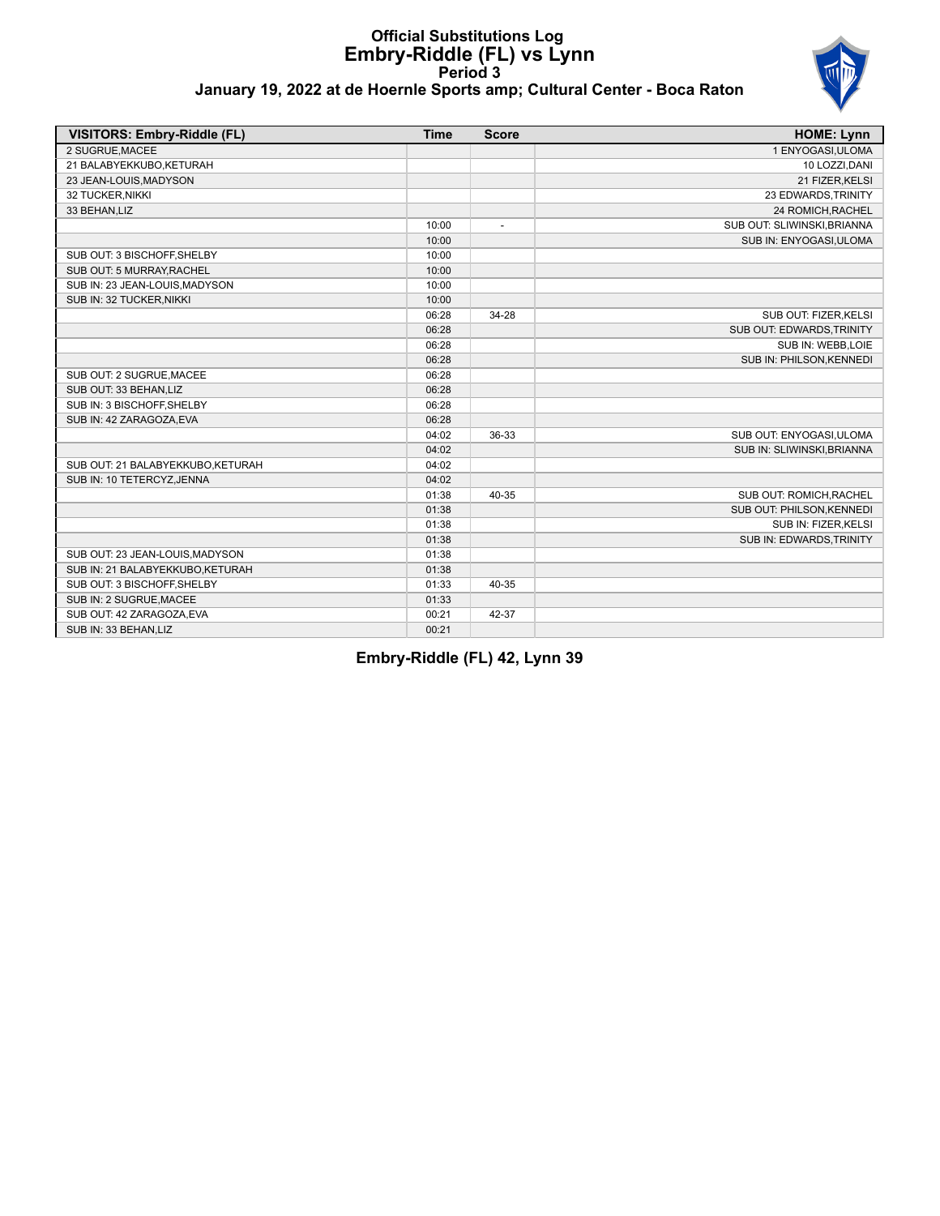# Official Substitutions Log
## Embry-Riddle (FL) vs Lynn
### Period 3
### January 19, 2022 at de Hoernle Sports amp; Cultural Center - Boca Raton

| VISITORS: Embry-Riddle (FL) | Time | Score | HOME: Lynn |
|---|---|---|---|
| 2 SUGRUE,MACEE | | | 1 ENYOGASI,ULOMA |
| 21 BALABYEKKUBO,KETURAH | | | 10 LOZZI,DANI |
| 23 JEAN-LOUIS,MADYSON | | | 21 FIZER,KELSI |
| 32 TUCKER,NIKKI | | | 23 EDWARDS,TRINITY |
| 33 BEHAN,LIZ | | | 24 ROMICH,RACHEL |
| | 10:00 | - | SUB OUT: SLIWINSKI,BRIANNA |
| | 10:00 | | SUB IN: ENYOGASI,ULOMA |
| SUB OUT: 3 BISCHOFF,SHELBY | 10:00 | | |
| SUB OUT: 5 MURRAY,RACHEL | 10:00 | | |
| SUB IN: 23 JEAN-LOUIS,MADYSON | 10:00 | | |
| SUB IN: 32 TUCKER,NIKKI | 10:00 | | |
| | 06:28 | 34-28 | SUB OUT: FIZER,KELSI |
| | 06:28 | | SUB OUT: EDWARDS,TRINITY |
| | 06:28 | | SUB IN: WEBB,LOIE |
| | 06:28 | | SUB IN: PHILSON,KENNEDI |
| SUB OUT: 2 SUGRUE,MACEE | 06:28 | | |
| SUB OUT: 33 BEHAN,LIZ | 06:28 | | |
| SUB IN: 3 BISCHOFF,SHELBY | 06:28 | | |
| SUB IN: 42 ZARAGOZA,EVA | 06:28 | | |
| | 04:02 | 36-33 | SUB OUT: ENYOGASI,ULOMA |
| | 04:02 | | SUB IN: SLIWINSKI,BRIANNA |
| SUB OUT: 21 BALABYEKKUBO,KETURAH | 04:02 | | |
| SUB IN: 10 TETERCYZ,JENNA | 04:02 | | |
| | 01:38 | 40-35 | SUB OUT: ROMICH,RACHEL |
| | 01:38 | | SUB OUT: PHILSON,KENNEDI |
| | 01:38 | | SUB IN: FIZER,KELSI |
| | 01:38 | | SUB IN: EDWARDS,TRINITY |
| SUB OUT: 23 JEAN-LOUIS,MADYSON | 01:38 | | |
| SUB IN: 21 BALABYEKKUBO,KETURAH | 01:38 | | |
| SUB OUT: 3 BISCHOFF,SHELBY | 01:33 | 40-35 | |
| SUB IN: 2 SUGRUE,MACEE | 01:33 | | |
| SUB OUT: 42 ZARAGOZA,EVA | 00:21 | 42-37 | |
| SUB IN: 33 BEHAN,LIZ | 00:21 | | |

**Embry-Riddle (FL) 42, Lynn 39**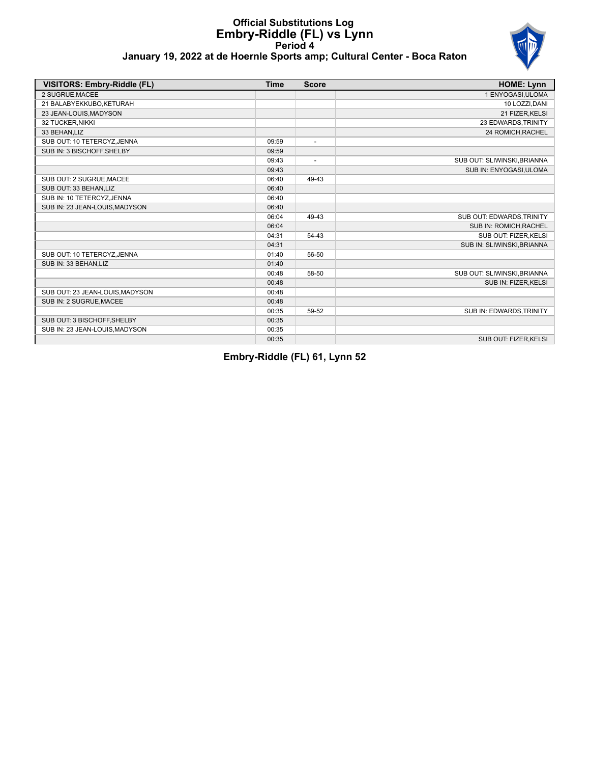# Official Substitutions Log
## Embry-Riddle (FL) vs Lynn
### Period 4
### January 19, 2022 at de Hoernle Sports amp; Cultural Center - Boca Raton

| VISITORS: Embry-Riddle (FL) | Time | Score | HOME: Lynn |
|---|---|---|---|
| 2 SUGRUE,MACEE | | | 1 ENYOGASI,ULOMA |
| 21 BALABYEKKUBO,KETURAH | | | 10 LOZZI,DANI |
| 23 JEAN-LOUIS,MADYSON | | | 21 FIZER,KELSI |
| 32 TUCKER,NIKKI | | | 23 EDWARDS,TRINITY |
| 33 BEHAN,LIZ | | | 24 ROMICH,RACHEL |
| SUB OUT: 10 TETERCYZ,JENNA | 09:59 | - | |
| SUB IN: 3 BISCHOFF,SHELBY | 09:59 | | |
| | 09:43 | - | SUB OUT: SLIWINSKI,BRIANNA |
| | 09:43 | | SUB IN: ENYOGASI,ULOMA |
| SUB OUT: 2 SUGRUE,MACEE | 06:40 | 49-43 | |
| SUB OUT: 33 BEHAN,LIZ | 06:40 | | |
| SUB IN: 10 TETERCYZ,JENNA | 06:40 | | |
| SUB IN: 23 JEAN-LOUIS,MADYSON | 06:40 | | |
| | 06:04 | 49-43 | SUB OUT: EDWARDS,TRINITY |
| | 06:04 | | SUB IN: ROMICH,RACHEL |
| | 04:31 | 54-43 | SUB OUT: FIZER,KELSI |
| | 04:31 | | SUB IN: SLIWINSKI,BRIANNA |
| SUB OUT: 10 TETERCYZ,JENNA | 01:40 | 56-50 | |
| SUB IN: 33 BEHAN,LIZ | 01:40 | | |
| | 00:48 | 58-50 | SUB OUT: SLIWINSKI,BRIANNA |
| | 00:48 | | SUB IN: FIZER,KELSI |
| SUB OUT: 23 JEAN-LOUIS,MADYSON | 00:48 | | |
| SUB IN: 2 SUGRUE,MACEE | 00:48 | | |
| | 00:35 | 59-52 | SUB IN: EDWARDS,TRINITY |
| SUB OUT: 3 BISCHOFF,SHELBY | 00:35 | | |
| SUB IN: 23 JEAN-LOUIS,MADYSON | 00:35 | | |
| | 00:35 | | SUB OUT: FIZER,KELSI |

**Embry-Riddle (FL) 61, Lynn 52**